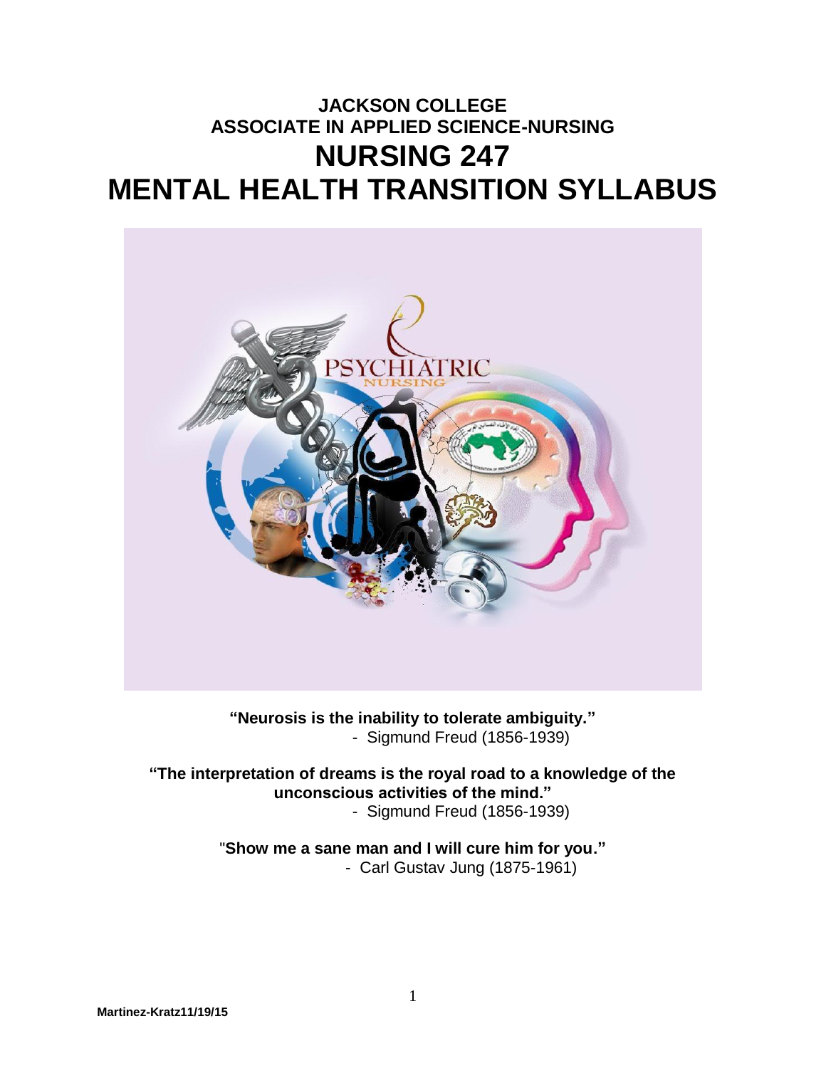# JACKSON COLLEGE
## ASSOCIATE IN APPLIED SCIENCE-NURSING
# NURSING 247
# MENTAL HEALTH TRANSITION SYLLABUS

**"Neurosis is the inability to tolerate ambiguity."**
- Sigmund Freud (1856-1939)

**"The interpretation of dreams is the royal road to a knowledge of the unconscious activities of the mind."**
- Sigmund Freud (1856-1939)

"**Show me a sane man and I will cure him for you."**
- Carl Gustav Jung (1875-1961)

**Martinez-Kratz11/19/15**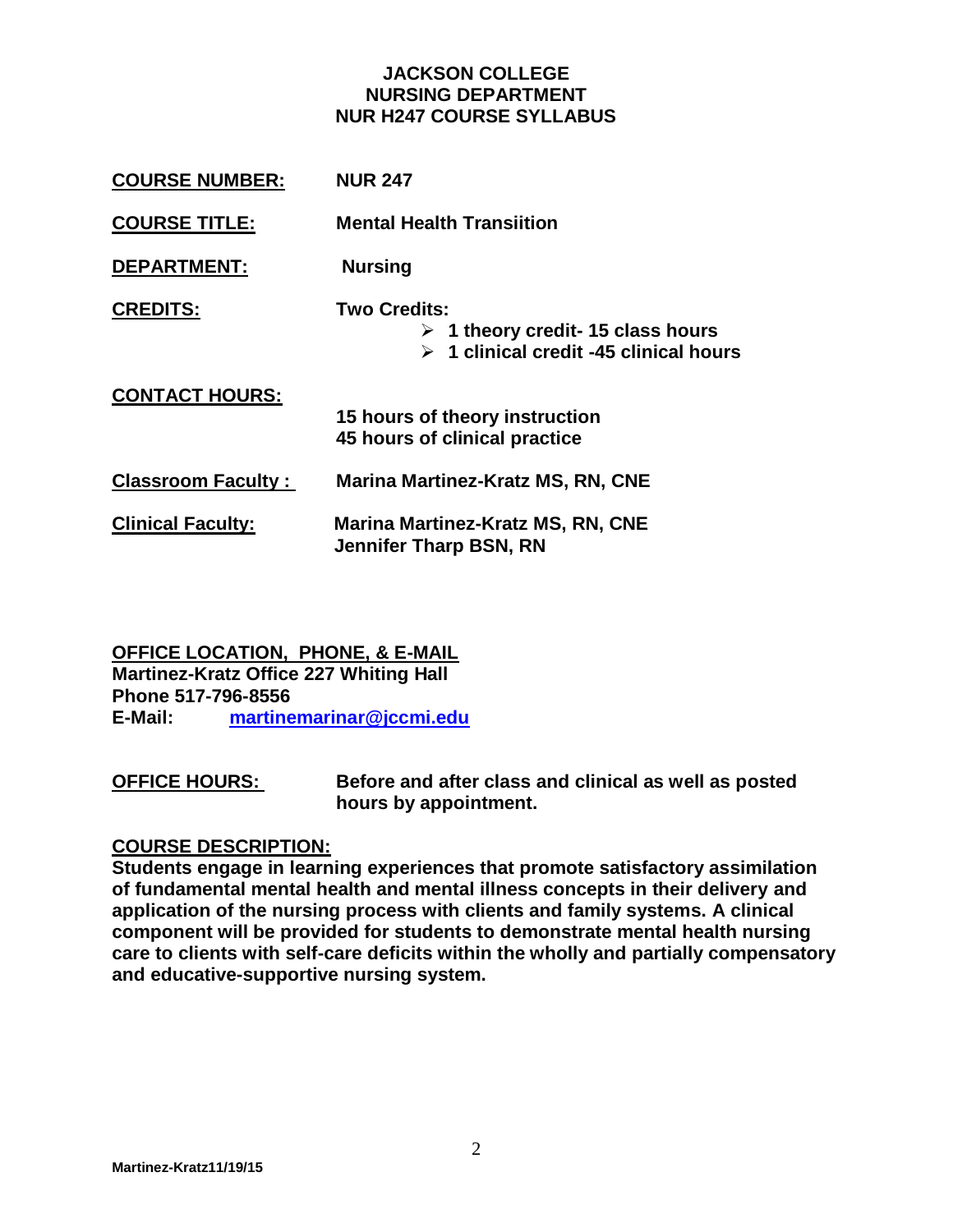# JACKSON COLLEGE
# NURSING DEPARTMENT
# NUR H247 COURSE SYLLABUS

**COURSE NUMBER:** **NUR 247**

**COURSE TITLE:** **Mental Health Transiition**

**DEPARTMENT:** **Nursing**

**CREDITS:** **Two Credits:**

- **1 theory credit- 15 class hours**
- **1 clinical credit -45 clinical hours**

**CONTACT HOURS:**

**15 hours of theory instruction**
**45 hours of clinical practice**

**Classroom Faculty :** **Marina Martinez-Kratz MS, RN, CNE**

**Clinical Faculty:** **Marina Martinez-Kratz MS, RN, CNE**
**Jennifer Tharp BSN, RN**

**OFFICE LOCATION, PHONE, & E-MAIL**
**Martinez-Kratz Office 227 Whiting Hall**
**Phone 517-796-8556**
**E-Mail:** **martinemarinar@jccmi.edu**

**OFFICE HOURS:** **Before and after class and clinical as well as posted hours by appointment.**

**COURSE DESCRIPTION:**
**Students engage in learning experiences that promote satisfactory assimilation of fundamental mental health and mental illness concepts in their delivery and application of the nursing process with clients and family systems. A clinical component will be provided for students to demonstrate mental health nursing care to clients with self-care deficits within the wholly and partially compensatory and educative-supportive nursing system.**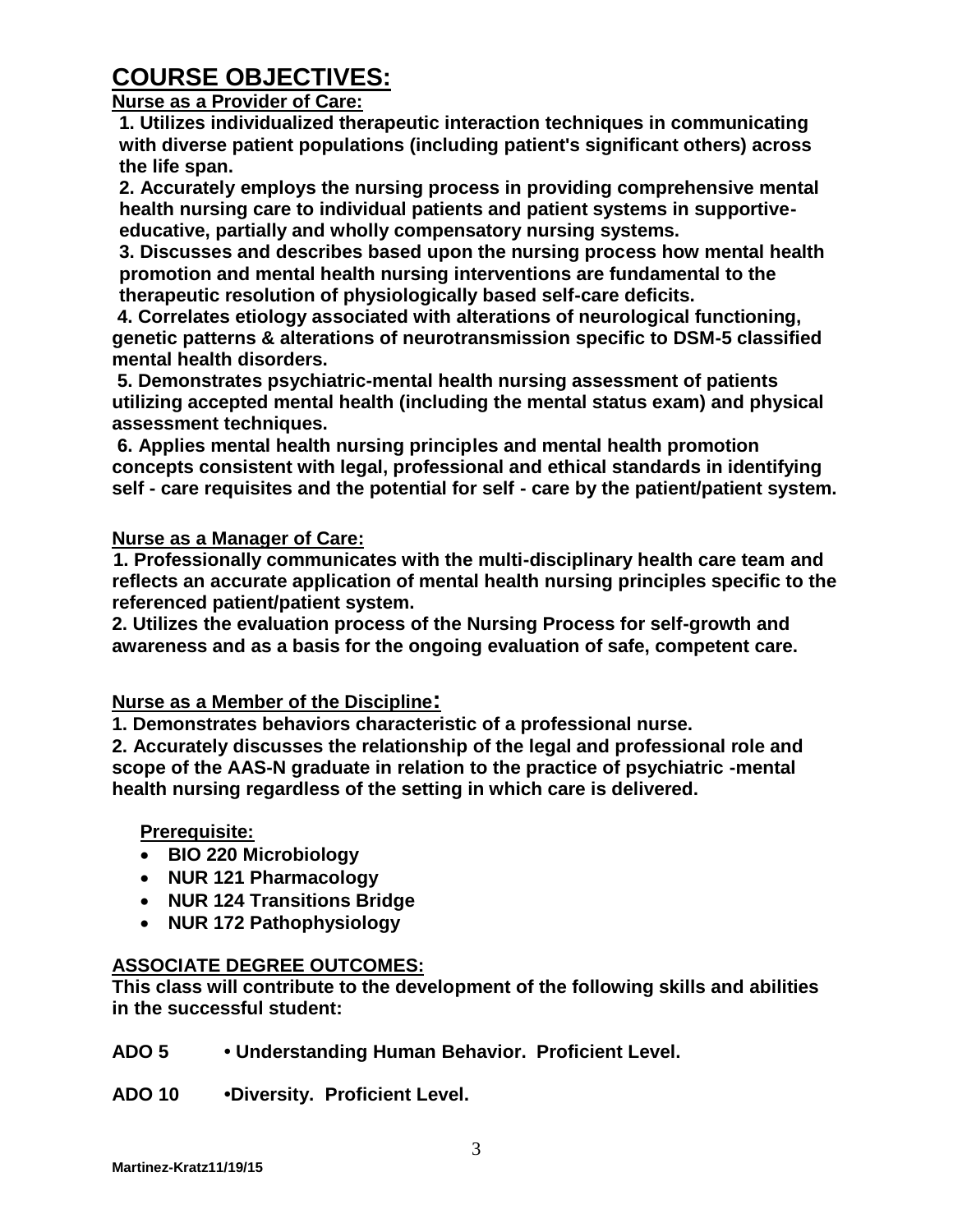# COURSE OBJECTIVES:

**Nurse as a Provider of Care:**

**1. Utilizes individualized therapeutic interaction techniques in communicating with diverse patient populations (including patient's significant others) across the life span.**

**2. Accurately employs the nursing process in providing comprehensive mental health nursing care to individual patients and patient systems in supportive-educative, partially and wholly compensatory nursing systems.**

**3. Discusses and describes based upon the nursing process how mental health promotion and mental health nursing interventions are fundamental to the therapeutic resolution of physiologically based self-care deficits.**

**4. Correlates etiology associated with alterations of neurological functioning, genetic patterns & alterations of neurotransmission specific to DSM-5 classified mental health disorders.**

**5. Demonstrates psychiatric-mental health nursing assessment of patients utilizing accepted mental health (including the mental status exam) and physical assessment techniques.**

**6. Applies mental health nursing principles and mental health promotion concepts consistent with legal, professional and ethical standards in identifying self - care requisites and the potential for self - care by the patient/patient system.**

**Nurse as a Manager of Care:**

**1. Professionally communicates with the multi-disciplinary health care team and reflects an accurate application of mental health nursing principles specific to the referenced patient/patient system.**

**2. Utilizes the evaluation process of the Nursing Process for self-growth and awareness and as a basis for the ongoing evaluation of safe, competent care.**

**Nurse as a Member of the Discipline:**

**1. Demonstrates behaviors characteristic of a professional nurse.**

**2. Accurately discusses the relationship of the legal and professional role and scope of the AAS-N graduate in relation to the practice of psychiatric -mental health nursing regardless of the setting in which care is delivered.**

**Prerequisite:**

- **BIO 220 Microbiology**
- **NUR 121 Pharmacology**
- **NUR 124 Transitions Bridge**
- **NUR 172 Pathophysiology**

**ASSOCIATE DEGREE OUTCOMES:**

**This class will contribute to the development of the following skills and abilities in the successful student:**

**ADO 5 • Understanding Human Behavior. Proficient Level.**

**ADO 10 •Diversity. Proficient Level.**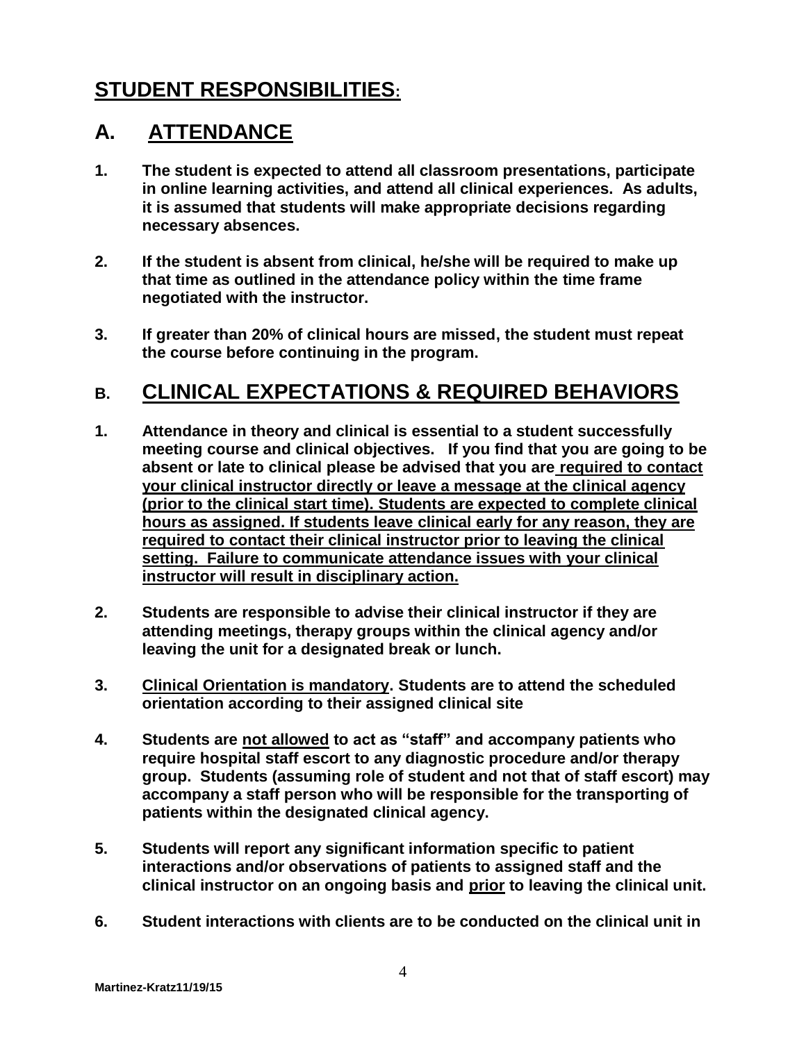# STUDENT RESPONSIBILITIES:

## A. ATTENDANCE

1. **The student is expected to attend all classroom presentations, participate in online learning activities, and attend all clinical experiences. As adults, it is assumed that students will make appropriate decisions regarding necessary absences.**

2. **If the student is absent from clinical, he/she will be required to make up that time as outlined in the attendance policy within the time frame negotiated with the instructor.**

3. **If greater than 20% of clinical hours are missed, the student must repeat the course before continuing in the program.**

## B. CLINICAL EXPECTATIONS & REQUIRED BEHAVIORS

1. **Attendance in theory and clinical is essential to a student successfully meeting course and clinical objectives. If you find that you are going to be absent or late to clinical please be advised that you are required to contact your clinical instructor directly or leave a message at the clinical agency (prior to the clinical start time). Students are expected to complete clinical hours as assigned. If students leave clinical early for any reason, they are required to contact their clinical instructor prior to leaving the clinical setting. Failure to communicate attendance issues with your clinical instructor will result in disciplinary action.**

2. **Students are responsible to advise their clinical instructor if they are attending meetings, therapy groups within the clinical agency and/or leaving the unit for a designated break or lunch.**

3. **Clinical Orientation is mandatory. Students are to attend the scheduled orientation according to their assigned clinical site**

4. **Students are not allowed to act as "staff" and accompany patients who require hospital staff escort to any diagnostic procedure and/or therapy group. Students (assuming role of student and not that of staff escort) may accompany a staff person who will be responsible for the transporting of patients within the designated clinical agency.**

5. **Students will report any significant information specific to patient interactions and/or observations of patients to assigned staff and the clinical instructor on an ongoing basis and prior to leaving the clinical unit.**

6. **Student interactions with clients are to be conducted on the clinical unit in**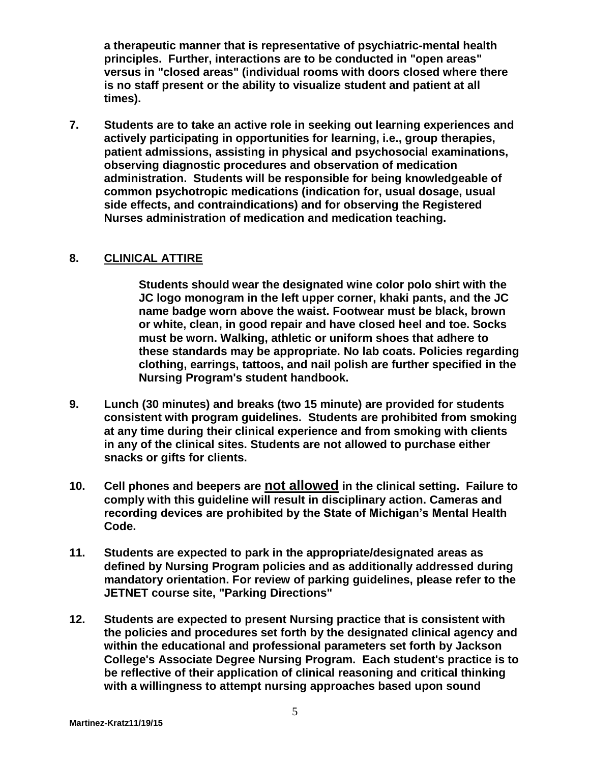**a therapeutic manner that is representative of psychiatric-mental health principles. Further, interactions are to be conducted in "open areas" versus in "closed areas" (individual rooms with doors closed where there is no staff present or the ability to visualize student and patient at all times).**

**7. Students are to take an active role in seeking out learning experiences and actively participating in opportunities for learning, i.e., group therapies, patient admissions, assisting in physical and psychosocial examinations, observing diagnostic procedures and observation of medication administration. Students will be responsible for being knowledgeable of common psychotropic medications (indication for, usual dosage, usual side effects, and contraindications) and for observing the Registered Nurses administration of medication and medication teaching.**

**8. <u>CLINICAL ATTIRE</u>**

**Students should wear the designated wine color polo shirt with the JC logo monogram in the left upper corner, khaki pants, and the JC name badge worn above the waist. Footwear must be black, brown or white, clean, in good repair and have closed heel and toe. Socks must be worn. Walking, athletic or uniform shoes that adhere to these standards may be appropriate. No lab coats. Policies regarding clothing, earrings, tattoos, and nail polish are further specified in the Nursing Program's student handbook.**

**9. Lunch (30 minutes) and breaks (two 15 minute) are provided for students consistent with program guidelines. Students are prohibited from smoking at any time during their clinical experience and from smoking with clients in any of the clinical sites. Students are not allowed to purchase either snacks or gifts for clients.**

**10. Cell phones and beepers are <u>not allowed</u> in the clinical setting. Failure to comply with this guideline will result in disciplinary action. Cameras and recording devices are prohibited by the State of Michigan's Mental Health Code.**

**11. Students are expected to park in the appropriate/designated areas as defined by Nursing Program policies and as additionally addressed during mandatory orientation. For review of parking guidelines, please refer to the JETNET course site, "Parking Directions"**

**12. Students are expected to present Nursing practice that is consistent with the policies and procedures set forth by the designated clinical agency and within the educational and professional parameters set forth by Jackson College's Associate Degree Nursing Program. Each student's practice is to be reflective of their application of clinical reasoning and critical thinking with a willingness to attempt nursing approaches based upon sound**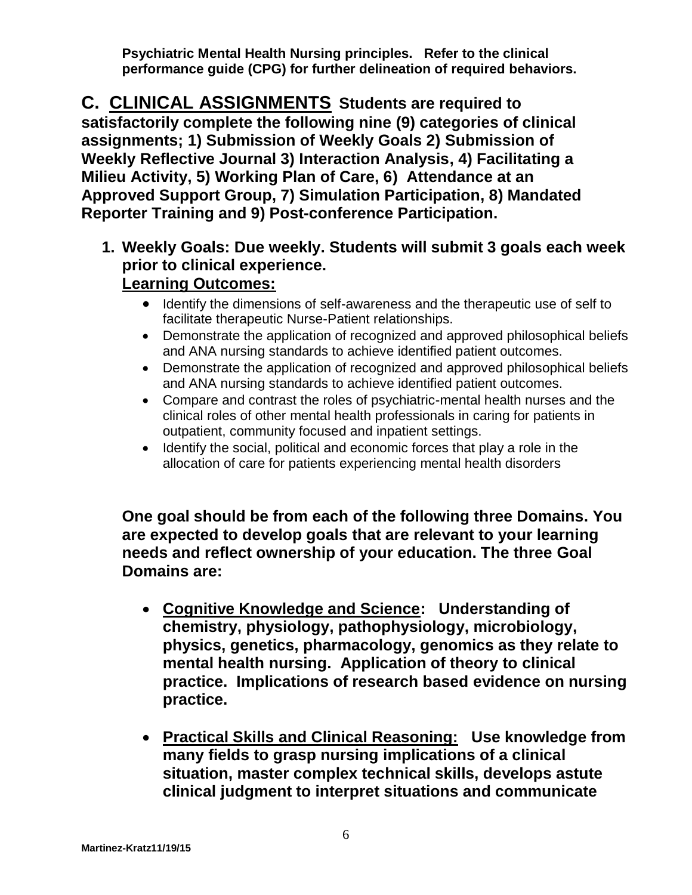**Psychiatric Mental Health Nursing principles. Refer to the clinical performance guide (CPG) for further delineation of required behaviors.**

## C. CLINICAL ASSIGNMENTS

**Students are required to satisfactorily complete the following nine (9) categories of clinical assignments; 1) Submission of Weekly Goals 2) Submission of Weekly Reflective Journal 3) Interaction Analysis, 4) Facilitating a Milieu Activity, 5) Working Plan of Care, 6) Attendance at an Approved Support Group, 7) Simulation Participation, 8) Mandated Reporter Training and 9) Post-conference Participation.**

1. **Weekly Goals: Due weekly. Students will submit 3 goals each week prior to clinical experience.**

   **Learning Outcomes:**

   - Identify the dimensions of self-awareness and the therapeutic use of self to facilitate therapeutic Nurse-Patient relationships.
   - Demonstrate the application of recognized and approved philosophical beliefs and ANA nursing standards to achieve identified patient outcomes.
   - Demonstrate the application of recognized and approved philosophical beliefs and ANA nursing standards to achieve identified patient outcomes.
   - Compare and contrast the roles of psychiatric-mental health nurses and the clinical roles of other mental health professionals in caring for patients in outpatient, community focused and inpatient settings.
   - Identify the social, political and economic forces that play a role in the allocation of care for patients experiencing mental health disorders

   **One goal should be from each of the following three Domains. You are expected to develop goals that are relevant to your learning needs and reflect ownership of your education. The three Goal Domains are:**

   - **Cognitive Knowledge and Science: Understanding of chemistry, physiology, pathophysiology, microbiology, physics, genetics, pharmacology, genomics as they relate to mental health nursing. Application of theory to clinical practice. Implications of research based evidence on nursing practice.**
   - **Practical Skills and Clinical Reasoning: Use knowledge from many fields to grasp nursing implications of a clinical situation, master complex technical skills, develops astute clinical judgment to interpret situations and communicate**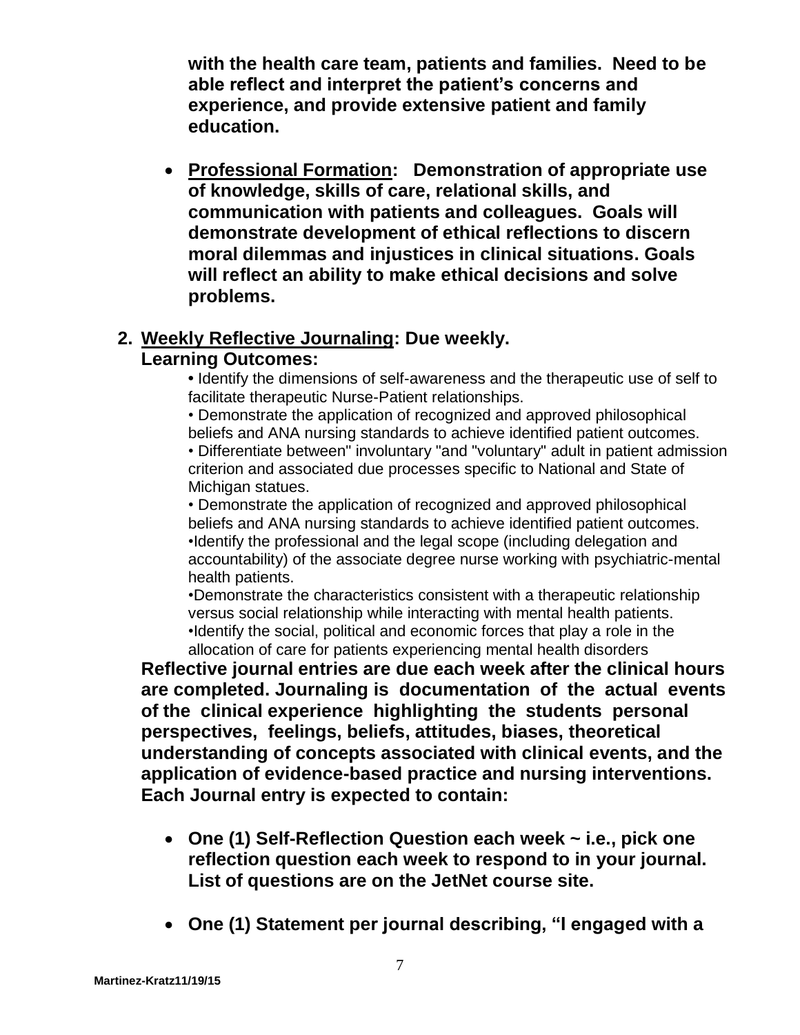**with the health care team, patients and families. Need to be able reflect and interpret the patient's concerns and experience, and provide extensive patient and family education.**

- **Professional Formation: Demonstration of appropriate use of knowledge, skills of care, relational skills, and communication with patients and colleagues. Goals will demonstrate development of ethical reflections to discern moral dilemmas and injustices in clinical situations. Goals will reflect an ability to make ethical decisions and solve problems.**

2. **Weekly Reflective Journaling: Due weekly.**
   **Learning Outcomes:**
   - Identify the dimensions of self-awareness and the therapeutic use of self to facilitate therapeutic Nurse-Patient relationships.
   - Demonstrate the application of recognized and approved philosophical beliefs and ANA nursing standards to achieve identified patient outcomes.
   - Differentiate between" involuntary "and "voluntary" adult in patient admission criterion and associated due processes specific to National and State of Michigan statues.
   - Demonstrate the application of recognized and approved philosophical beliefs and ANA nursing standards to achieve identified patient outcomes.
   - Identify the professional and the legal scope (including delegation and accountability) of the associate degree nurse working with psychiatric-mental health patients.
   - Demonstrate the characteristics consistent with a therapeutic relationship versus social relationship while interacting with mental health patients.
   - Identify the social, political and economic forces that play a role in the allocation of care for patients experiencing mental health disorders

   **Reflective journal entries are due each week after the clinical hours are completed. Journaling is documentation of the actual events of the clinical experience highlighting the students personal perspectives, feelings, beliefs, attitudes, biases, theoretical understanding of concepts associated with clinical events, and the application of evidence-based practice and nursing interventions. Each Journal entry is expected to contain:**

   - **One (1) Self-Reflection Question each week ~ i.e., pick one reflection question each week to respond to in your journal. List of questions are on the JetNet course site.**

   - **One (1) Statement per journal describing, "I engaged with a**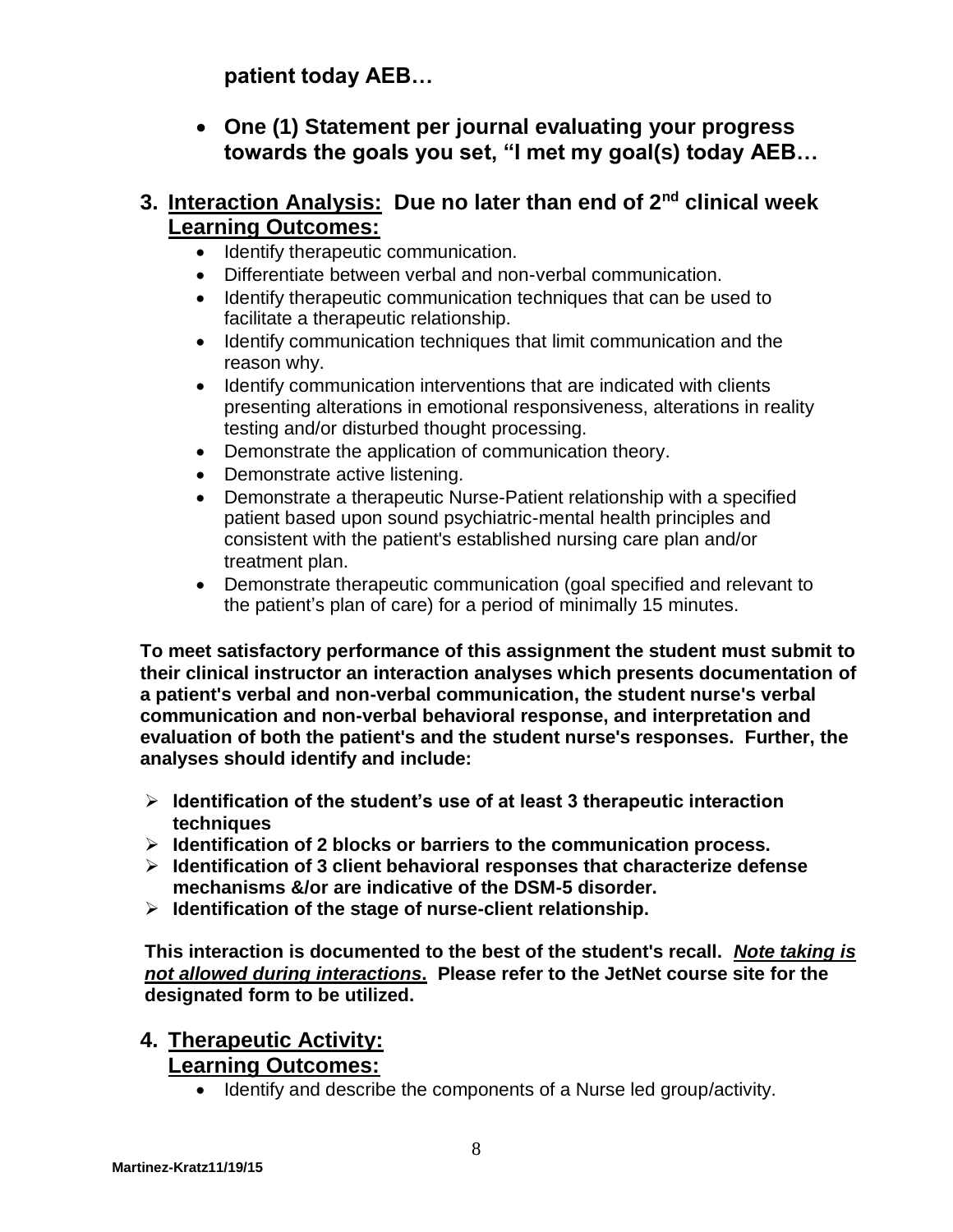**patient today AEB…**

- **One (1) Statement per journal evaluating your progress towards the goals you set, "I met my goal(s) today AEB…**

3. **Interaction Analysis: Due no later than end of 2nd clinical week**
   **Learning Outcomes:**
   - Identify therapeutic communication.
   - Differentiate between verbal and non-verbal communication.
   - Identify therapeutic communication techniques that can be used to facilitate a therapeutic relationship.
   - Identify communication techniques that limit communication and the reason why.
   - Identify communication interventions that are indicated with clients presenting alterations in emotional responsiveness, alterations in reality testing and/or disturbed thought processing.
   - Demonstrate the application of communication theory.
   - Demonstrate active listening.
   - Demonstrate a therapeutic Nurse-Patient relationship with a specified patient based upon sound psychiatric-mental health principles and consistent with the patient's established nursing care plan and/or treatment plan.
   - Demonstrate therapeutic communication (goal specified and relevant to the patient's plan of care) for a period of minimally 15 minutes.

**To meet satisfactory performance of this assignment the student must submit to their clinical instructor an interaction analyses which presents documentation of a patient's verbal and non-verbal communication, the student nurse's verbal communication and non-verbal behavioral response, and interpretation and evaluation of both the patient's and the student nurse's responses. Further, the analyses should identify and include:**

- **Identification of the student's use of at least 3 therapeutic interaction techniques**
- **Identification of 2 blocks or barriers to the communication process.**
- **Identification of 3 client behavioral responses that characterize defense mechanisms &/or are indicative of the DSM-5 disorder.**
- **Identification of the stage of nurse-client relationship.**

**This interaction is documented to the best of the student's recall. *Note taking is not allowed during interactions*. Please refer to the JetNet course site for the designated form to be utilized.**

4. **Therapeutic Activity:**
   **Learning Outcomes:**
   - Identify and describe the components of a Nurse led group/activity.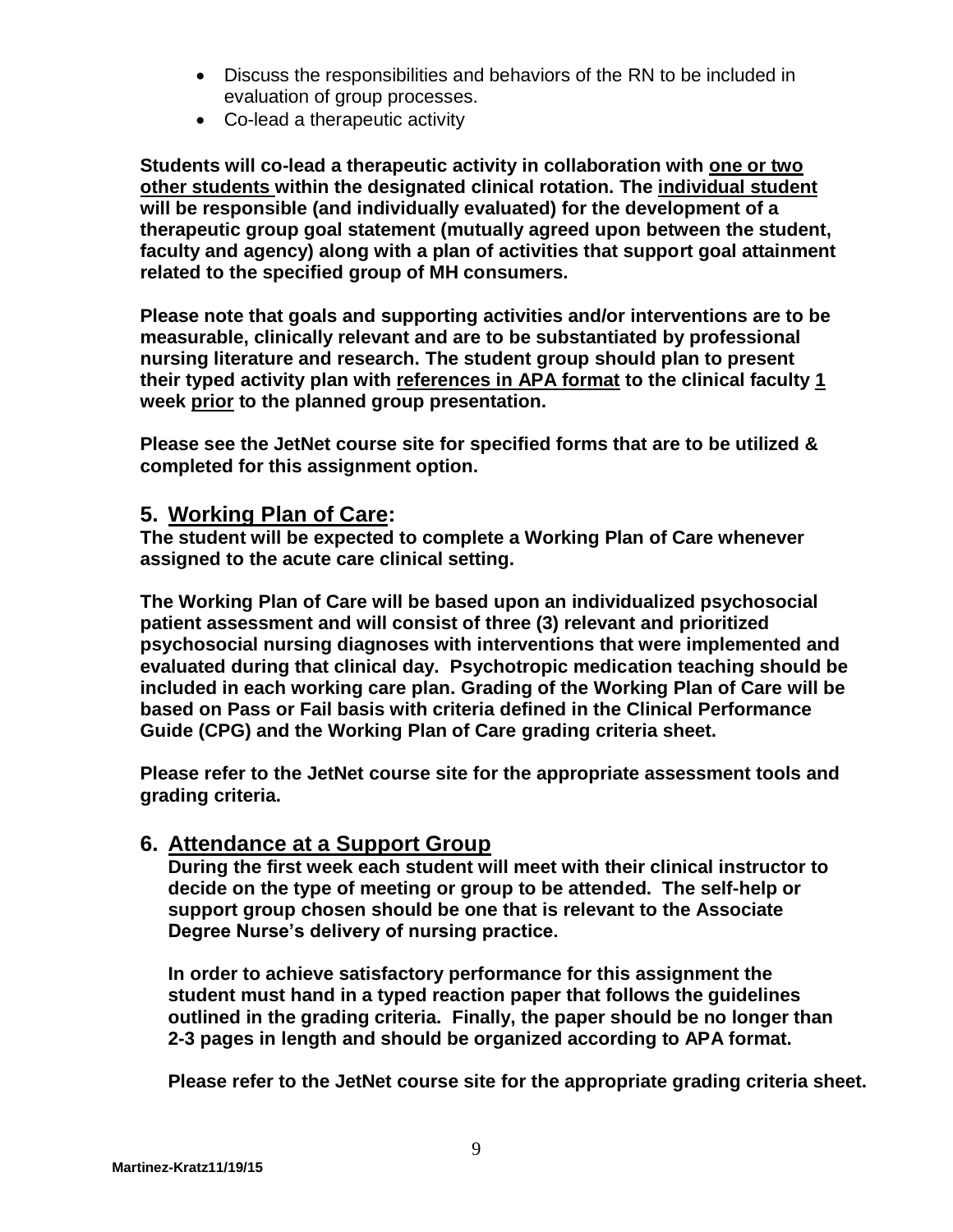- Discuss the responsibilities and behaviors of the RN to be included in evaluation of group processes.
- Co-lead a therapeutic activity

**Students will co-lead a therapeutic activity in collaboration with <u>one or two other students</u> within the designated clinical rotation. The <u>individual student</u> will be responsible (and individually evaluated) for the development of a therapeutic group goal statement (mutually agreed upon between the student, faculty and agency) along with a plan of activities that support goal attainment related to the specified group of MH consumers.**

**Please note that goals and supporting activities and/or interventions are to be measurable, clinically relevant and are to be substantiated by professional nursing literature and research. The student group should plan to present their typed activity plan with <u>references in APA format</u> to the clinical faculty <u>1</u> week <u>prior</u> to the planned group presentation.**

**Please see the JetNet course site for specified forms that are to be utilized & completed for this assignment option.**

## 5. <u>Working Plan of Care</u>:

**The student will be expected to complete a Working Plan of Care whenever assigned to the acute care clinical setting.**

**The Working Plan of Care will be based upon an individualized psychosocial patient assessment and will consist of three (3) relevant and prioritized psychosocial nursing diagnoses with interventions that were implemented and evaluated during that clinical day. Psychotropic medication teaching should be included in each working care plan. Grading of the Working Plan of Care will be based on Pass or Fail basis with criteria defined in the Clinical Performance Guide (CPG) and the Working Plan of Care grading criteria sheet.**

**Please refer to the JetNet course site for the appropriate assessment tools and grading criteria.**

## 6. <u>Attendance at a Support Group</u>

**During the first week each student will meet with their clinical instructor to decide on the type of meeting or group to be attended. The self-help or support group chosen should be one that is relevant to the Associate Degree Nurse's delivery of nursing practice.**

**In order to achieve satisfactory performance for this assignment the student must hand in a typed reaction paper that follows the guidelines outlined in the grading criteria. Finally, the paper should be no longer than 2-3 pages in length and should be organized according to APA format.**

**Please refer to the JetNet course site for the appropriate grading criteria sheet.**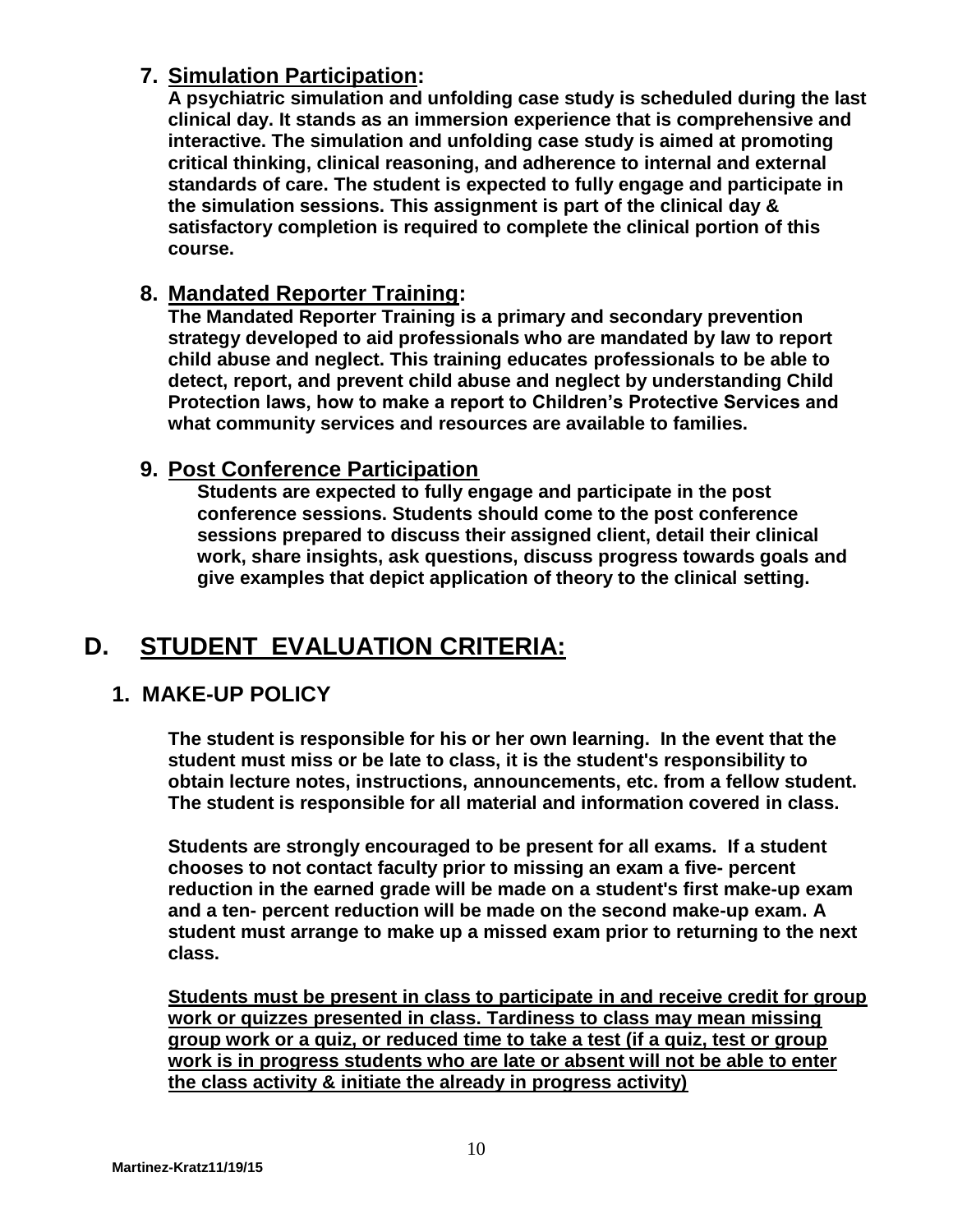### 7. **Simulation Participation:**

**A psychiatric simulation and unfolding case study is scheduled during the last clinical day. It stands as an immersion experience that is comprehensive and interactive. The simulation and unfolding case study is aimed at promoting critical thinking, clinical reasoning, and adherence to internal and external standards of care. The student is expected to fully engage and participate in the simulation sessions. This assignment is part of the clinical day & satisfactory completion is required to complete the clinical portion of this course.**

### 8. **Mandated Reporter Training:**

**The Mandated Reporter Training is a primary and secondary prevention strategy developed to aid professionals who are mandated by law to report child abuse and neglect. This training educates professionals to be able to detect, report, and prevent child abuse and neglect by understanding Child Protection laws, how to make a report to Children's Protective Services and what community services and resources are available to families.**

### 9. **Post Conference Participation**

**Students are expected to fully engage and participate in the post conference sessions. Students should come to the post conference sessions prepared to discuss their assigned client, detail their clinical work, share insights, ask questions, discuss progress towards goals and give examples that depict application of theory to the clinical setting.**

## D. STUDENT EVALUATION CRITERIA:

### 1. MAKE-UP POLICY

**The student is responsible for his or her own learning. In the event that the student must miss or be late to class, it is the student's responsibility to obtain lecture notes, instructions, announcements, etc. from a fellow student. The student is responsible for all material and information covered in class.**

**Students are strongly encouraged to be present for all exams. If a student chooses to not contact faculty prior to missing an exam a five- percent reduction in the earned grade will be made on a student's first make-up exam and a ten- percent reduction will be made on the second make-up exam. A student must arrange to make up a missed exam prior to returning to the next class.**

**Students must be present in class to participate in and receive credit for group work or quizzes presented in class. Tardiness to class may mean missing group work or a quiz, or reduced time to take a test (if a quiz, test or group work is in progress students who are late or absent will not be able to enter the class activity & initiate the already in progress activity)**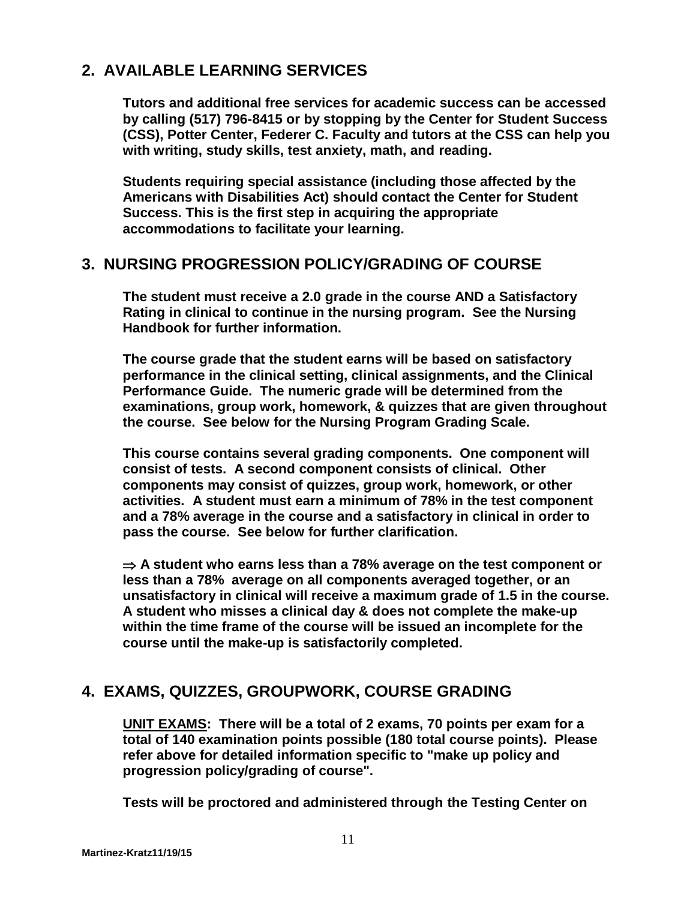## 2. AVAILABLE LEARNING SERVICES

**Tutors and additional free services for academic success can be accessed by calling (517) 796-8415 or by stopping by the Center for Student Success (CSS), Potter Center, Federer C. Faculty and tutors at the CSS can help you with writing, study skills, test anxiety, math, and reading.**

**Students requiring special assistance (including those affected by the Americans with Disabilities Act) should contact the Center for Student Success. This is the first step in acquiring the appropriate accommodations to facilitate your learning.**

## 3. NURSING PROGRESSION POLICY/GRADING OF COURSE

**The student must receive a 2.0 grade in the course AND a Satisfactory Rating in clinical to continue in the nursing program. See the Nursing Handbook for further information.**

**The course grade that the student earns will be based on satisfactory performance in the clinical setting, clinical assignments, and the Clinical Performance Guide. The numeric grade will be determined from the examinations, group work, homework, & quizzes that are given throughout the course. See below for the Nursing Program Grading Scale.**

**This course contains several grading components. One component will consist of tests. A second component consists of clinical. Other components may consist of quizzes, group work, homework, or other activities. A student must earn a minimum of 78% in the test component and a 78% average in the course and a satisfactory in clinical in order to pass the course. See below for further clarification.**

**⇒ A student who earns less than a 78% average on the test component or less than a 78% average on all components averaged together, or an unsatisfactory in clinical will receive a maximum grade of 1.5 in the course. A student who misses a clinical day & does not complete the make-up within the time frame of the course will be issued an incomplete for the course until the make-up is satisfactorily completed.**

## 4. EXAMS, QUIZZES, GROUPWORK, COURSE GRADING

**<u>UNIT EXAMS</u>: There will be a total of 2 exams, 70 points per exam for a total of 140 examination points possible (180 total course points). Please refer above for detailed information specific to "make up policy and progression policy/grading of course".**

**Tests will be proctored and administered through the Testing Center on**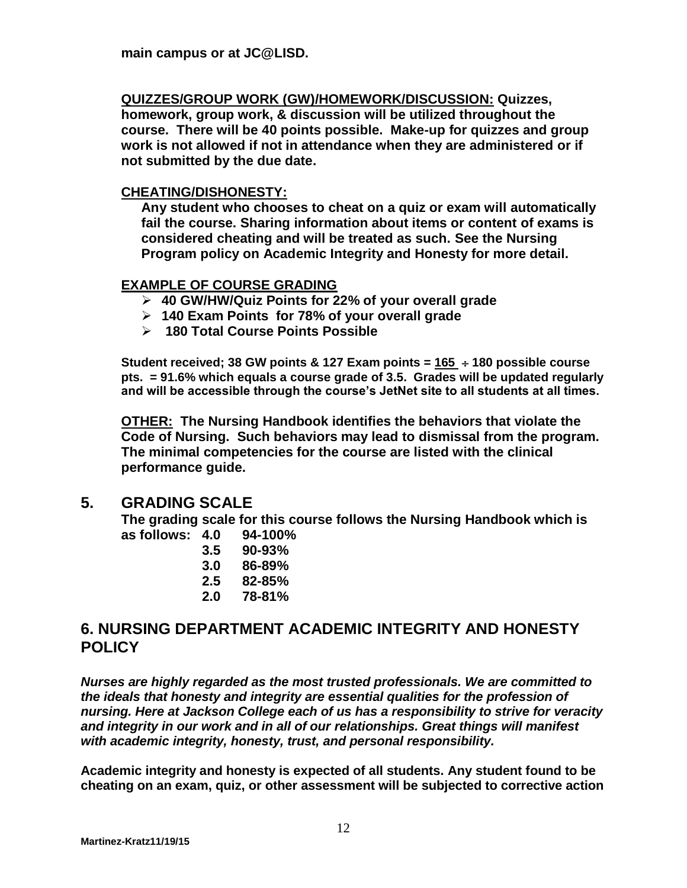**main campus or at JC@LISD.**

**QUIZZES/GROUP WORK (GW)/HOMEWORK/DISCUSSION:** **Quizzes, homework, group work, & discussion will be utilized throughout the course. There will be 40 points possible. Make-up for quizzes and group work is not allowed if not in attendance when they are administered or if not submitted by the due date.**

**CHEATING/DISHONESTY:**

**Any student who chooses to cheat on a quiz or exam will automatically fail the course. Sharing information about items or content of exams is considered cheating and will be treated as such. See the Nursing Program policy on Academic Integrity and Honesty for more detail.**

**EXAMPLE OF COURSE GRADING**

- **40 GW/HW/Quiz Points for 22% of your overall grade**
- **140 Exam Points for 78% of your overall grade**
- **180 Total Course Points Possible**

**Student received; 38 GW points & 127 Exam points = 165 ÷ 180 possible course pts. = 91.6% which equals a course grade of 3.5. Grades will be updated regularly and will be accessible through the course's JetNet site to all students at all times.**

**OTHER:** **The Nursing Handbook identifies the behaviors that violate the Code of Nursing. Such behaviors may lead to dismissal from the program. The minimal competencies for the course are listed with the clinical performance guide.**

## 5. GRADING SCALE

**The grading scale for this course follows the Nursing Handbook which is as follows:**

| | |
|---|---|
| **4.0** | **94-100%** |
| **3.5** | **90-93%** |
| **3.0** | **86-89%** |
| **2.5** | **82-85%** |
| **2.0** | **78-81%** |

## 6. NURSING DEPARTMENT ACADEMIC INTEGRITY AND HONESTY POLICY

***Nurses are highly regarded as the most trusted professionals. We are committed to the ideals that honesty and integrity are essential qualities for the profession of nursing. Here at Jackson College each of us has a responsibility to strive for veracity and integrity in our work and in all of our relationships. Great things will manifest with academic integrity, honesty, trust, and personal responsibility.***

**Academic integrity and honesty is expected of all students. Any student found to be cheating on an exam, quiz, or other assessment will be subjected to corrective action**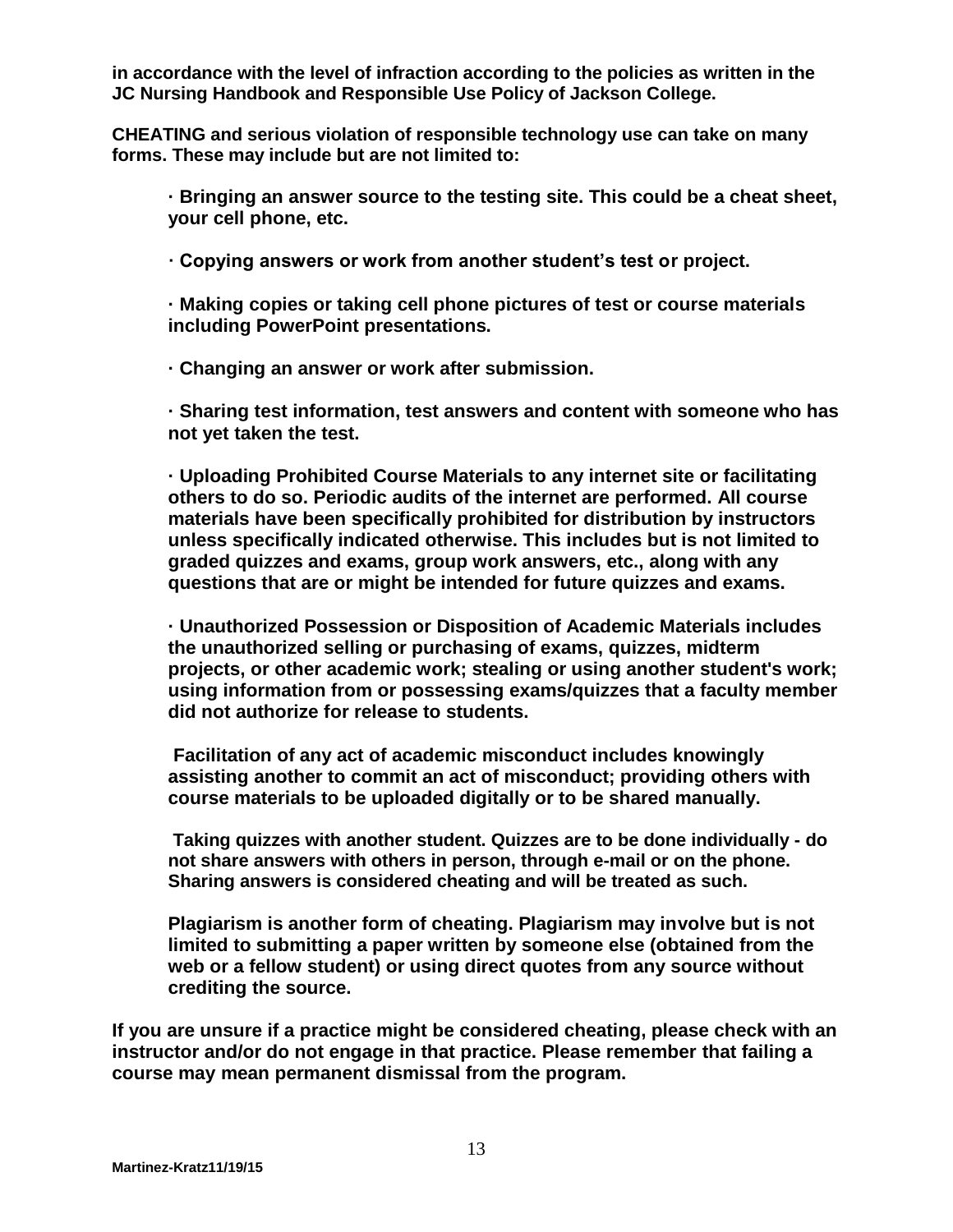**in accordance with the level of infraction according to the policies as written in the JC Nursing Handbook and Responsible Use Policy of Jackson College.**

**CHEATING and serious violation of responsible technology use can take on many forms. These may include but are not limited to:**

> **· Bringing an answer source to the testing site. This could be a cheat sheet, your cell phone, etc.**
>
> **· Copying answers or work from another student's test or project.**
>
> **· Making copies or taking cell phone pictures of test or course materials including PowerPoint presentations.**
>
> **· Changing an answer or work after submission.**
>
> **· Sharing test information, test answers and content with someone who has not yet taken the test.**
>
> **· Uploading Prohibited Course Materials to any internet site or facilitating others to do so. Periodic audits of the internet are performed. All course materials have been specifically prohibited for distribution by instructors unless specifically indicated otherwise. This includes but is not limited to graded quizzes and exams, group work answers, etc., along with any questions that are or might be intended for future quizzes and exams.**
>
> **· Unauthorized Possession or Disposition of Academic Materials includes the unauthorized selling or purchasing of exams, quizzes, midterm projects, or other academic work; stealing or using another student's work; using information from or possessing exams/quizzes that a faculty member did not authorize for release to students.**
>
> **Facilitation of any act of academic misconduct includes knowingly assisting another to commit an act of misconduct; providing others with course materials to be uploaded digitally or to be shared manually.**
>
> **Taking quizzes with another student. Quizzes are to be done individually - do not share answers with others in person, through e-mail or on the phone. Sharing answers is considered cheating and will be treated as such.**
>
> **Plagiarism is another form of cheating. Plagiarism may involve but is not limited to submitting a paper written by someone else (obtained from the web or a fellow student) or using direct quotes from any source without crediting the source.**

**If you are unsure if a practice might be considered cheating, please check with an instructor and/or do not engage in that practice. Please remember that failing a course may mean permanent dismissal from the program.**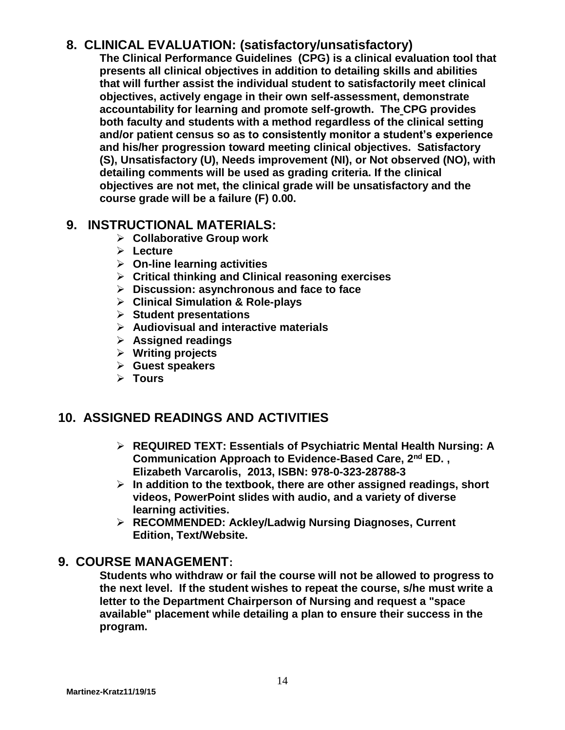## 8. CLINICAL EVALUATION: (satisfactory/unsatisfactory)

**The Clinical Performance Guidelines (CPG) is a clinical evaluation tool that presents all clinical objectives in addition to detailing skills and abilities that will further assist the individual student to satisfactorily meet clinical objectives, actively engage in their own self-assessment, demonstrate accountability for learning and promote self-growth. The CPG provides both faculty and students with a method regardless of the clinical setting and/or patient census so as to consistently monitor a student's experience and his/her progression toward meeting clinical objectives. Satisfactory (S), Unsatisfactory (U), Needs improvement (NI), or Not observed (NO), with detailing comments will be used as grading criteria. If the clinical objectives are not met, the clinical grade will be unsatisfactory and the course grade will be a failure (F) 0.00.**

## 9. INSTRUCTIONAL MATERIALS:

- **Collaborative Group work**
- **Lecture**
- **On-line learning activities**
- **Critical thinking and Clinical reasoning exercises**
- **Discussion: asynchronous and face to face**
- **Clinical Simulation & Role-plays**
- **Student presentations**
- **Audiovisual and interactive materials**
- **Assigned readings**
- **Writing projects**
- **Guest speakers**
- **Tours**

## 10. ASSIGNED READINGS AND ACTIVITIES

- **REQUIRED TEXT: Essentials of Psychiatric Mental Health Nursing: A Communication Approach to Evidence-Based Care, 2nd ED. , Elizabeth Varcarolis, 2013, ISBN: 978-0-323-28788-3**
- **In addition to the textbook, there are other assigned readings, short videos, PowerPoint slides with audio, and a variety of diverse learning activities.**
- **RECOMMENDED: Ackley/Ladwig Nursing Diagnoses, Current Edition, Text/Website.**

## 9. COURSE MANAGEMENT:

**Students who withdraw or fail the course will not be allowed to progress to the next level. If the student wishes to repeat the course, s/he must write a letter to the Department Chairperson of Nursing and request a "space available" placement while detailing a plan to ensure their success in the program.**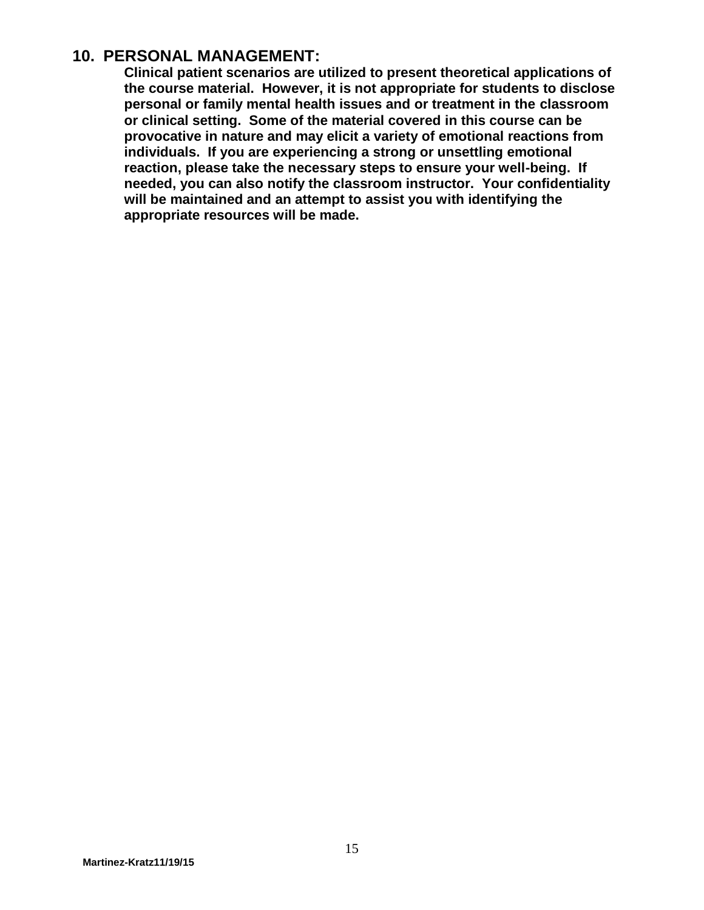## 10. PERSONAL MANAGEMENT:

**Clinical patient scenarios are utilized to present theoretical applications of the course material. However, it is not appropriate for students to disclose personal or family mental health issues and or treatment in the classroom or clinical setting. Some of the material covered in this course can be provocative in nature and may elicit a variety of emotional reactions from individuals. If you are experiencing a strong or unsettling emotional reaction, please take the necessary steps to ensure your well-being. If needed, you can also notify the classroom instructor. Your confidentiality will be maintained and an attempt to assist you with identifying the appropriate resources will be made.**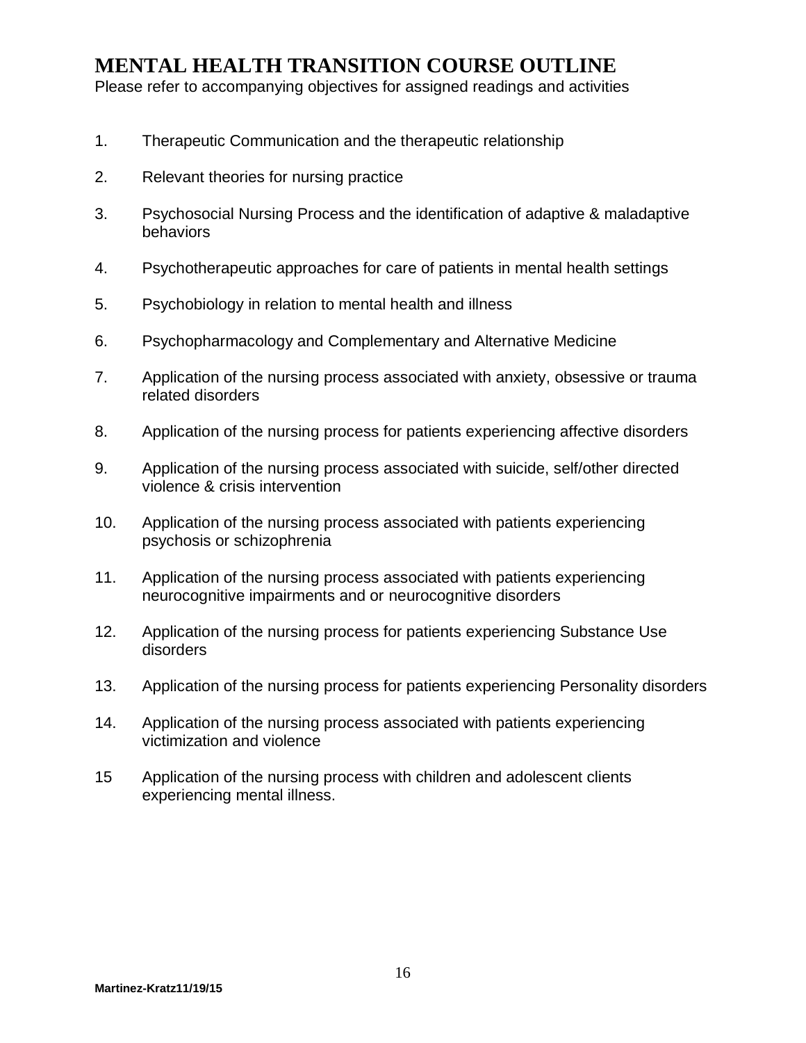# MENTAL HEALTH TRANSITION COURSE OUTLINE

Please refer to accompanying objectives for assigned readings and activities

1. Therapeutic Communication and the therapeutic relationship
2. Relevant theories for nursing practice
3. Psychosocial Nursing Process and the identification of adaptive & maladaptive behaviors
4. Psychotherapeutic approaches for care of patients in mental health settings
5. Psychobiology in relation to mental health and illness
6. Psychopharmacology and Complementary and Alternative Medicine
7. Application of the nursing process associated with anxiety, obsessive or trauma related disorders
8. Application of the nursing process for patients experiencing affective disorders
9. Application of the nursing process associated with suicide, self/other directed violence & crisis intervention
10. Application of the nursing process associated with patients experiencing psychosis or schizophrenia
11. Application of the nursing process associated with patients experiencing neurocognitive impairments and or neurocognitive disorders
12. Application of the nursing process for patients experiencing Substance Use disorders
13. Application of the nursing process for patients experiencing Personality disorders
14. Application of the nursing process associated with patients experiencing victimization and violence
15. Application of the nursing process with children and adolescent clients experiencing mental illness.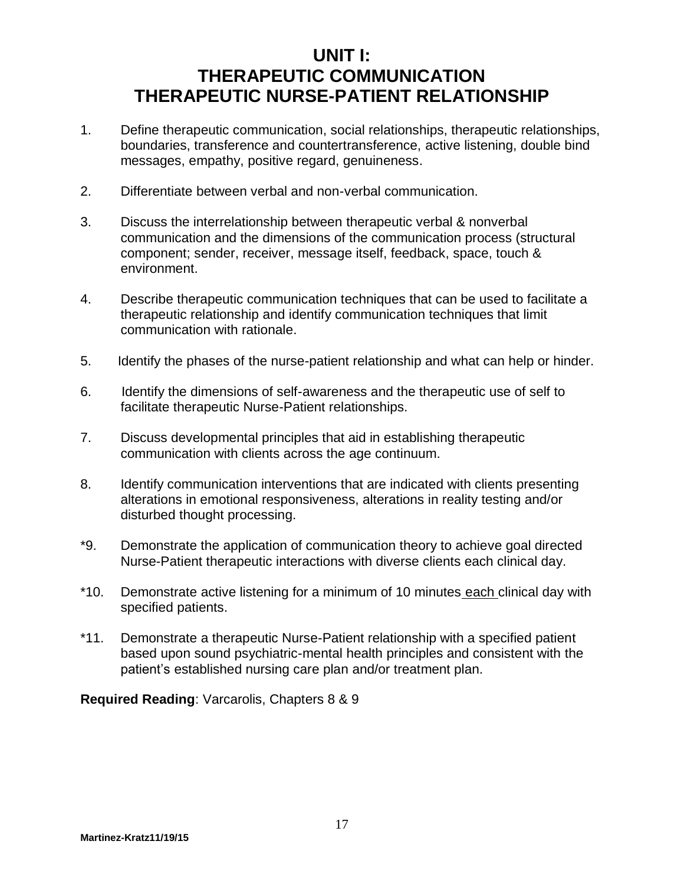# UNIT I: THERAPEUTIC COMMUNICATION THERAPEUTIC NURSE-PATIENT RELATIONSHIP

1. Define therapeutic communication, social relationships, therapeutic relationships, boundaries, transference and countertransference, active listening, double bind messages, empathy, positive regard, genuineness.

2. Differentiate between verbal and non-verbal communication.

3. Discuss the interrelationship between therapeutic verbal & nonverbal communication and the dimensions of the communication process (structural component; sender, receiver, message itself, feedback, space, touch & environment.

4. Describe therapeutic communication techniques that can be used to facilitate a therapeutic relationship and identify communication techniques that limit communication with rationale.

5. Identify the phases of the nurse-patient relationship and what can help or hinder.

6. Identify the dimensions of self-awareness and the therapeutic use of self to facilitate therapeutic Nurse-Patient relationships.

7. Discuss developmental principles that aid in establishing therapeutic communication with clients across the age continuum.

8. Identify communication interventions that are indicated with clients presenting alterations in emotional responsiveness, alterations in reality testing and/or disturbed thought processing.

*9. Demonstrate the application of communication theory to achieve goal directed Nurse-Patient therapeutic interactions with diverse clients each clinical day.

*10. Demonstrate active listening for a minimum of 10 minutes <u>each</u> clinical day with specified patients.

*11. Demonstrate a therapeutic Nurse-Patient relationship with a specified patient based upon sound psychiatric-mental health principles and consistent with the patient's established nursing care plan and/or treatment plan.

**Required Reading**: Varcarolis, Chapters 8 & 9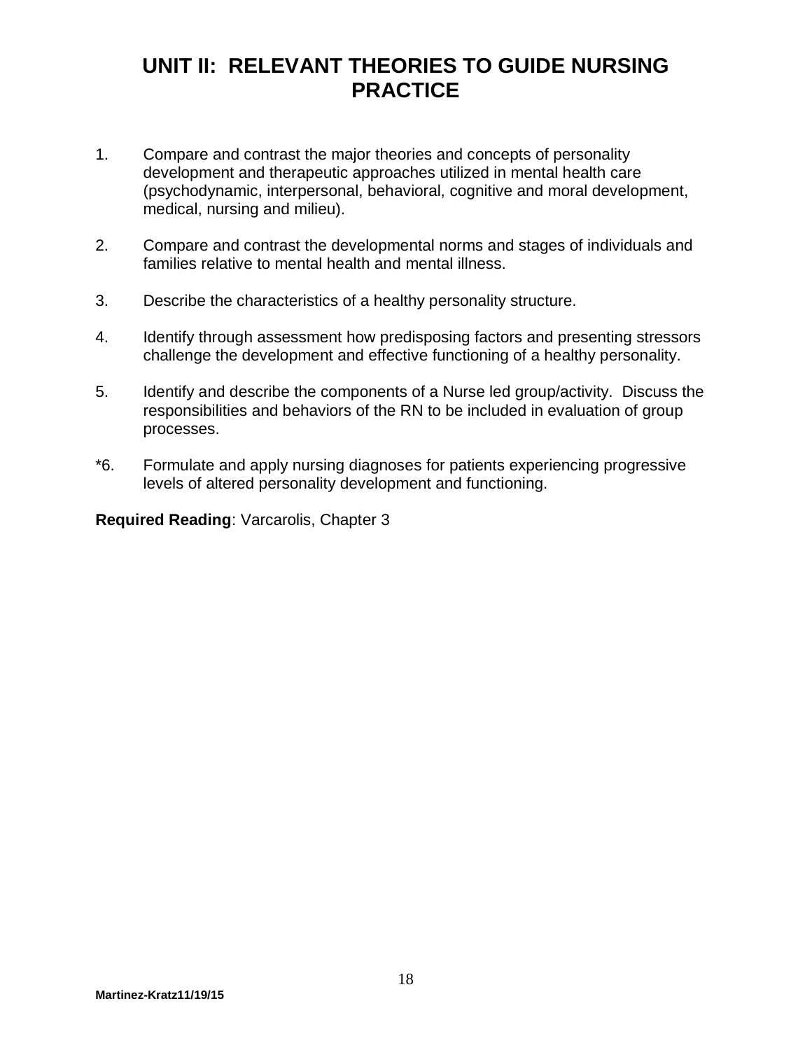# UNIT II: RELEVANT THEORIES TO GUIDE NURSING PRACTICE

1. Compare and contrast the major theories and concepts of personality development and therapeutic approaches utilized in mental health care (psychodynamic, interpersonal, behavioral, cognitive and moral development, medical, nursing and milieu).

2. Compare and contrast the developmental norms and stages of individuals and families relative to mental health and mental illness.

3. Describe the characteristics of a healthy personality structure.

4. Identify through assessment how predisposing factors and presenting stressors challenge the development and effective functioning of a healthy personality.

5. Identify and describe the components of a Nurse led group/activity. Discuss the responsibilities and behaviors of the RN to be included in evaluation of group processes.

*6. Formulate and apply nursing diagnoses for patients experiencing progressive levels of altered personality development and functioning.

**Required Reading**: Varcarolis, Chapter 3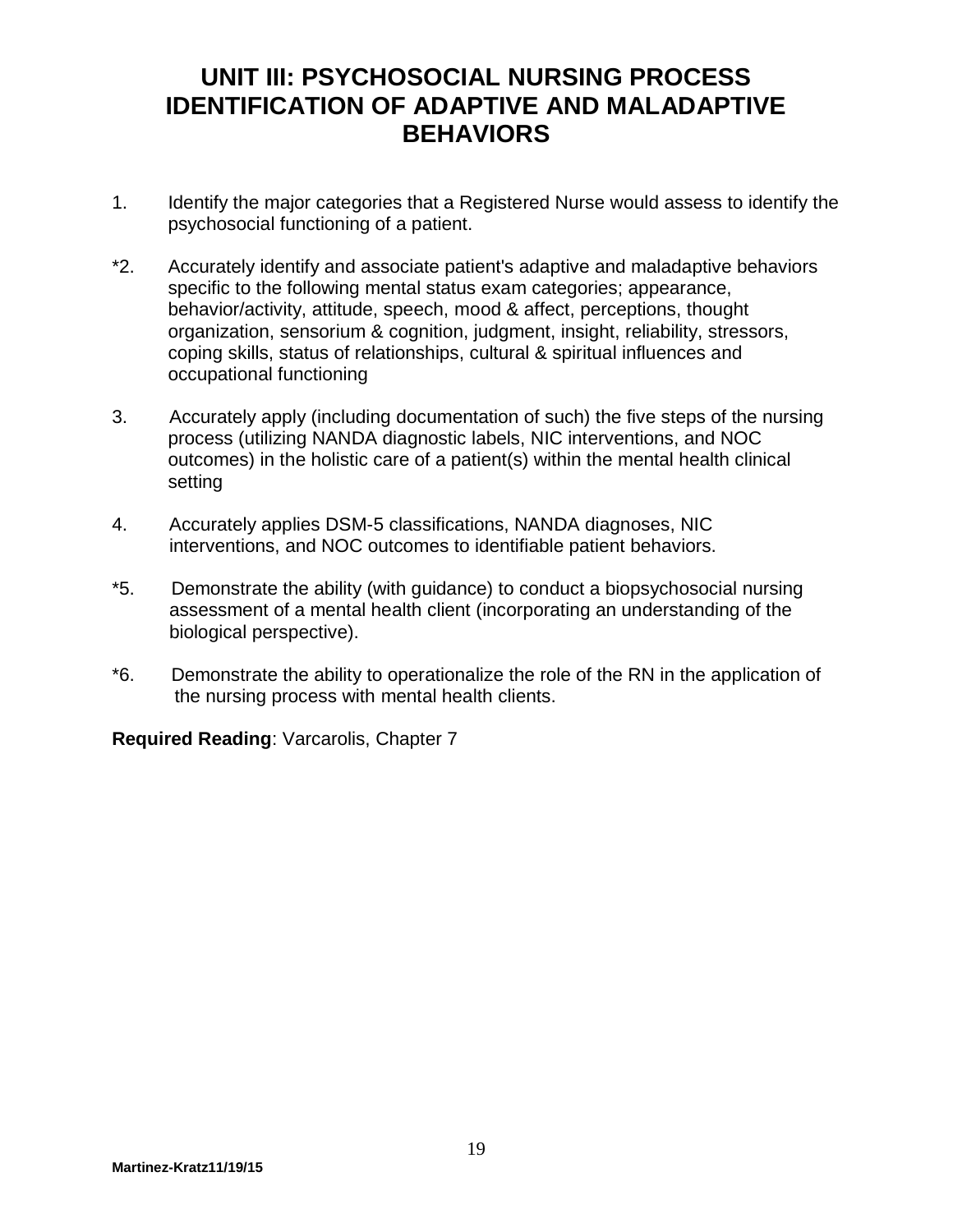# UNIT III: PSYCHOSOCIAL NURSING PROCESS IDENTIFICATION OF ADAPTIVE AND MALADAPTIVE BEHAVIORS

1. Identify the major categories that a Registered Nurse would assess to identify the psychosocial functioning of a patient.

*2. Accurately identify and associate patient's adaptive and maladaptive behaviors specific to the following mental status exam categories; appearance, behavior/activity, attitude, speech, mood & affect, perceptions, thought organization, sensorium & cognition, judgment, insight, reliability, stressors, coping skills, status of relationships, cultural & spiritual influences and occupational functioning

3. Accurately apply (including documentation of such) the five steps of the nursing process (utilizing NANDA diagnostic labels, NIC interventions, and NOC outcomes) in the holistic care of a patient(s) within the mental health clinical setting

4. Accurately applies DSM-5 classifications, NANDA diagnoses, NIC interventions, and NOC outcomes to identifiable patient behaviors.

*5. Demonstrate the ability (with guidance) to conduct a biopsychosocial nursing assessment of a mental health client (incorporating an understanding of the biological perspective).

*6. Demonstrate the ability to operationalize the role of the RN in the application of the nursing process with mental health clients.

**Required Reading**: Varcarolis, Chapter 7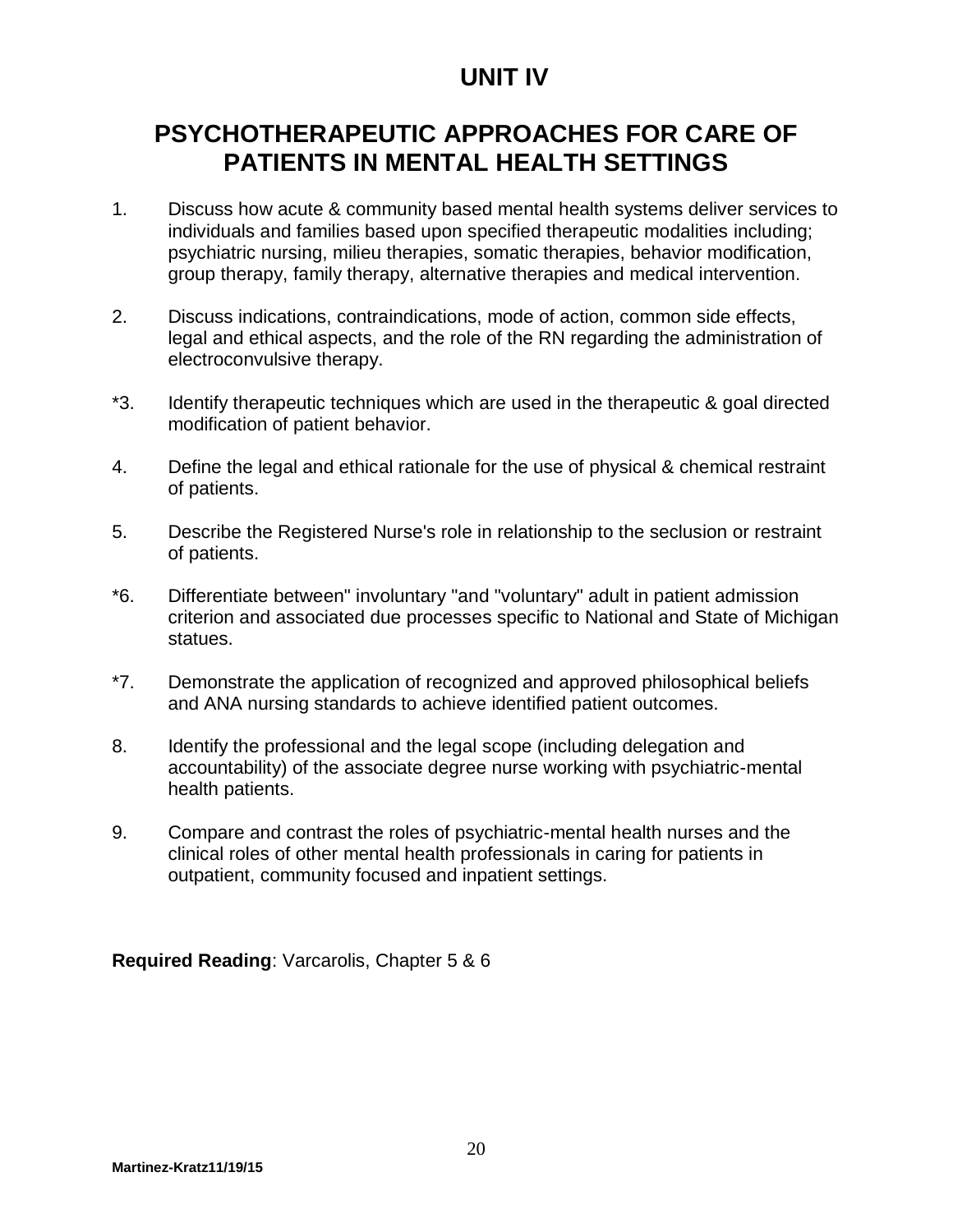# UNIT IV

## PSYCHOTHERAPEUTIC APPROACHES FOR CARE OF PATIENTS IN MENTAL HEALTH SETTINGS

1. Discuss how acute & community based mental health systems deliver services to individuals and families based upon specified therapeutic modalities including; psychiatric nursing, milieu therapies, somatic therapies, behavior modification, group therapy, family therapy, alternative therapies and medical intervention.

2. Discuss indications, contraindications, mode of action, common side effects, legal and ethical aspects, and the role of the RN regarding the administration of electroconvulsive therapy.

*3. Identify therapeutic techniques which are used in the therapeutic & goal directed modification of patient behavior.

4. Define the legal and ethical rationale for the use of physical & chemical restraint of patients.

5. Describe the Registered Nurse's role in relationship to the seclusion or restraint of patients.

*6. Differentiate between" involuntary "and "voluntary" adult in patient admission criterion and associated due processes specific to National and State of Michigan statues.

*7. Demonstrate the application of recognized and approved philosophical beliefs and ANA nursing standards to achieve identified patient outcomes.

8. Identify the professional and the legal scope (including delegation and accountability) of the associate degree nurse working with psychiatric-mental health patients.

9. Compare and contrast the roles of psychiatric-mental health nurses and the clinical roles of other mental health professionals in caring for patients in outpatient, community focused and inpatient settings.

**Required Reading**: Varcarolis, Chapter 5 & 6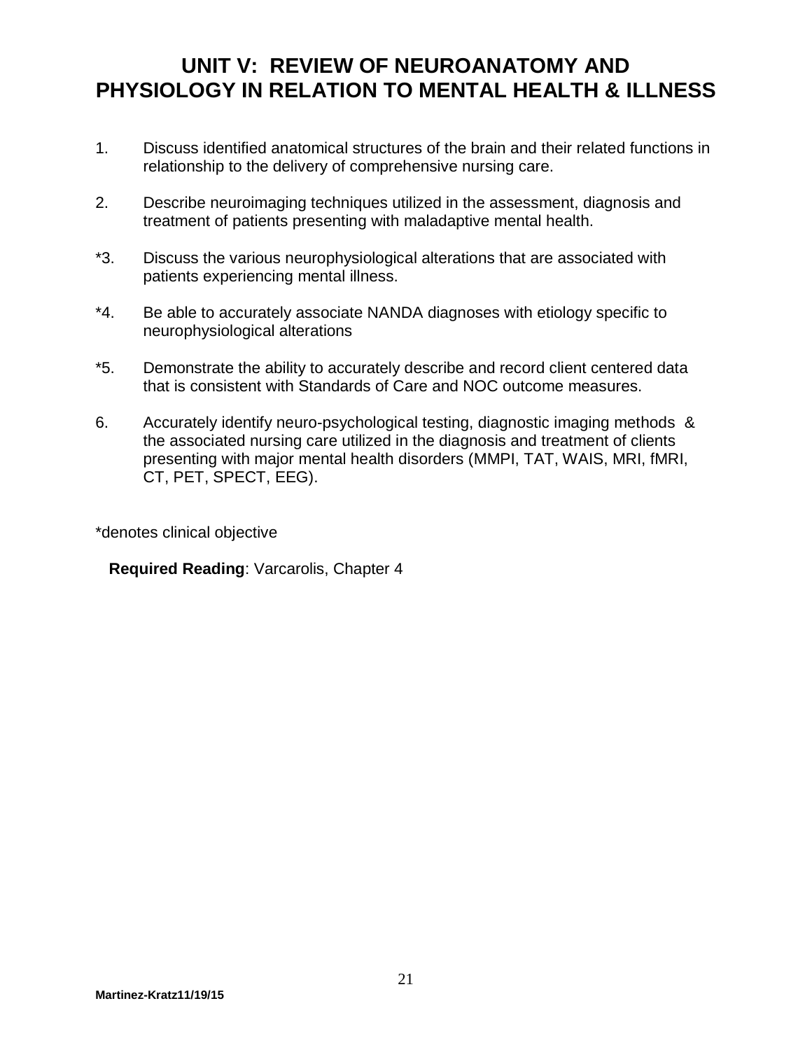# UNIT V: REVIEW OF NEUROANATOMY AND PHYSIOLOGY IN RELATION TO MENTAL HEALTH & ILLNESS

1. Discuss identified anatomical structures of the brain and their related functions in relationship to the delivery of comprehensive nursing care.

2. Describe neuroimaging techniques utilized in the assessment, diagnosis and treatment of patients presenting with maladaptive mental health.

*3. Discuss the various neurophysiological alterations that are associated with patients experiencing mental illness.

*4. Be able to accurately associate NANDA diagnoses with etiology specific to neurophysiological alterations

*5. Demonstrate the ability to accurately describe and record client centered data that is consistent with Standards of Care and NOC outcome measures.

6. Accurately identify neuro-psychological testing, diagnostic imaging methods & the associated nursing care utilized in the diagnosis and treatment of clients presenting with major mental health disorders (MMPI, TAT, WAIS, MRI, fMRI, CT, PET, SPECT, EEG).

*denotes clinical objective

**Required Reading**: Varcarolis, Chapter 4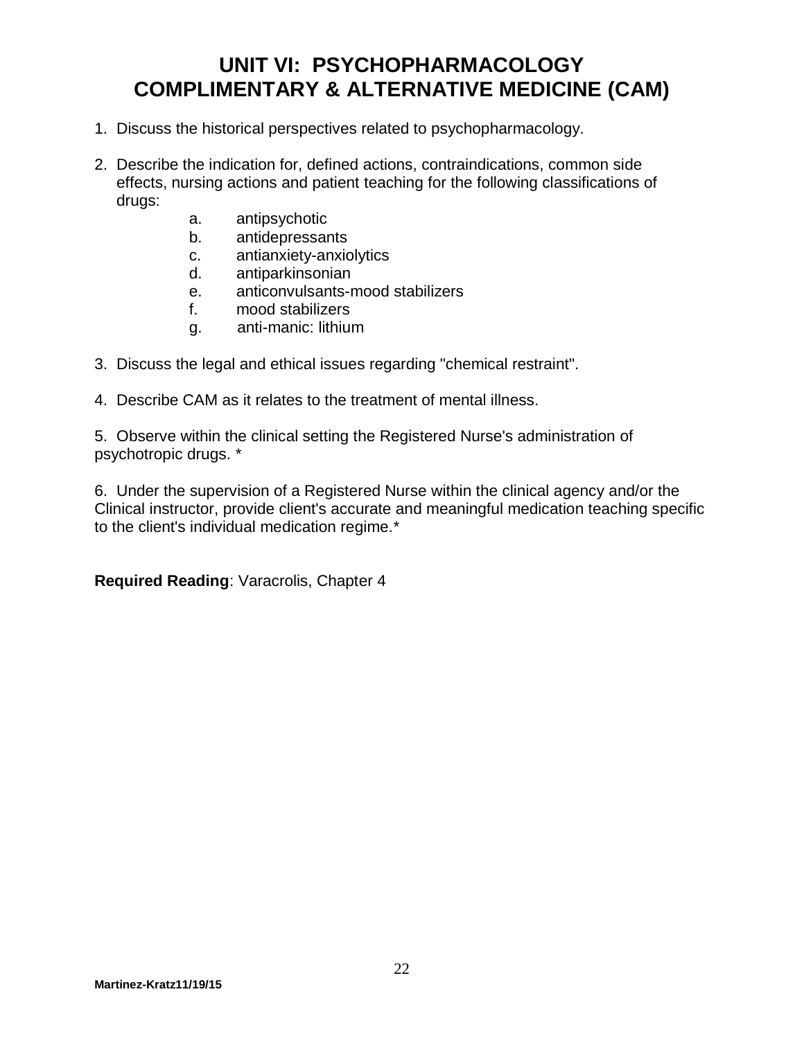# UNIT VI: PSYCHOPHARMACOLOGY
# COMPLIMENTARY & ALTERNATIVE MEDICINE (CAM)

1. Discuss the historical perspectives related to psychopharmacology.

2. Describe the indication for, defined actions, contraindications, common side effects, nursing actions and patient teaching for the following classifications of drugs:
   a. antipsychotic
   b. antidepressants
   c. antianxiety-anxiolytics
   d. antiparkinsonian
   e. anticonvulsants-mood stabilizers
   f. mood stabilizers
   g. anti-manic: lithium

3. Discuss the legal and ethical issues regarding "chemical restraint".

4. Describe CAM as it relates to the treatment of mental illness.

5. Observe within the clinical setting the Registered Nurse's administration of psychotropic drugs. *

6. Under the supervision of a Registered Nurse within the clinical agency and/or the Clinical instructor, provide client's accurate and meaningful medication teaching specific to the client's individual medication regime.*

**Required Reading**: Varacrolis, Chapter 4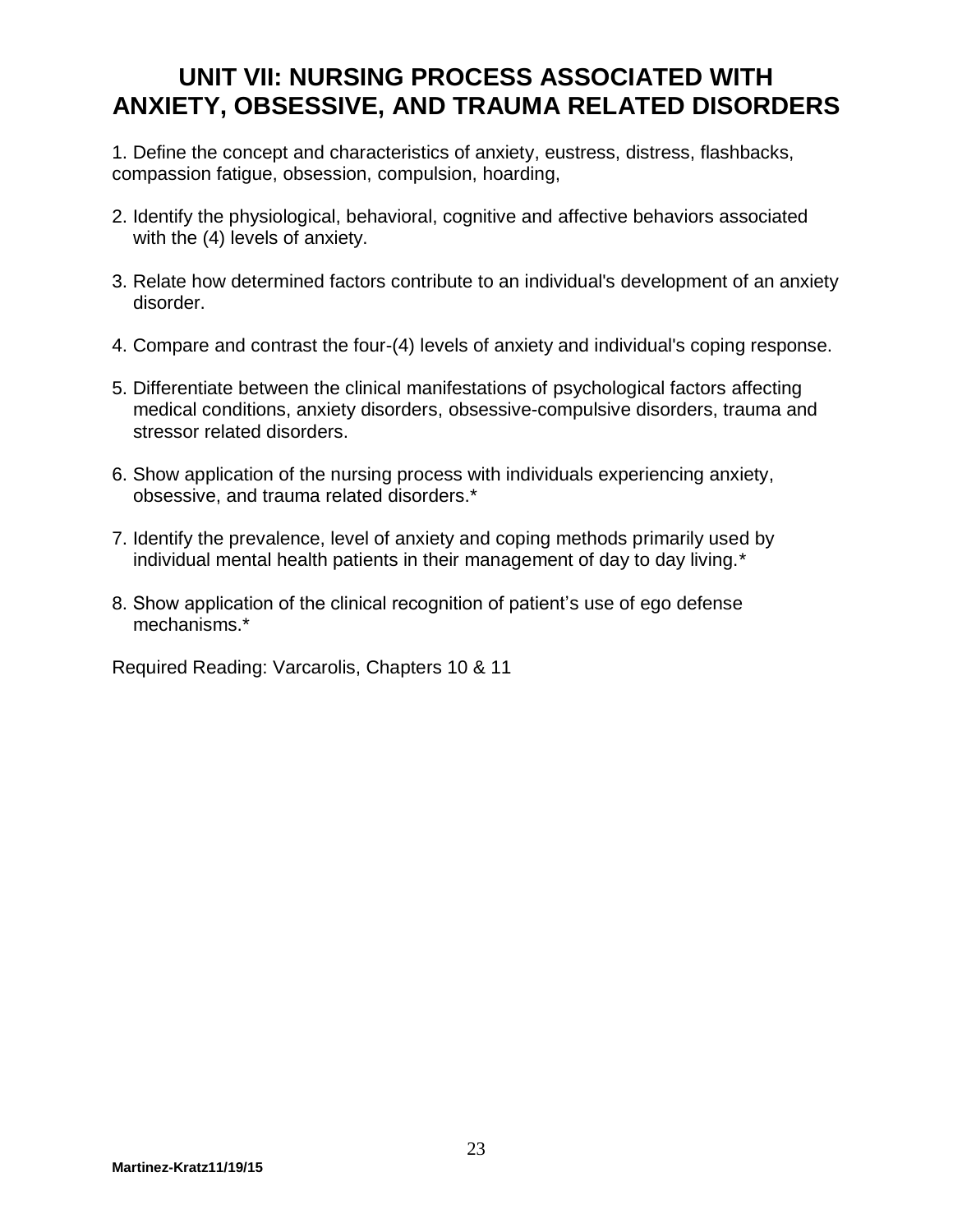# UNIT VII: NURSING PROCESS ASSOCIATED WITH ANXIETY, OBSESSIVE, AND TRAUMA RELATED DISORDERS

1. Define the concept and characteristics of anxiety, eustress, distress, flashbacks, compassion fatigue, obsession, compulsion, hoarding,

2. Identify the physiological, behavioral, cognitive and affective behaviors associated with the (4) levels of anxiety.

3. Relate how determined factors contribute to an individual's development of an anxiety disorder.

4. Compare and contrast the four-(4) levels of anxiety and individual's coping response.

5. Differentiate between the clinical manifestations of psychological factors affecting medical conditions, anxiety disorders, obsessive-compulsive disorders, trauma and stressor related disorders.

6. Show application of the nursing process with individuals experiencing anxiety, obsessive, and trauma related disorders.*

7. Identify the prevalence, level of anxiety and coping methods primarily used by individual mental health patients in their management of day to day living.*

8. Show application of the clinical recognition of patient's use of ego defense mechanisms.*

Required Reading: Varcarolis, Chapters 10 & 11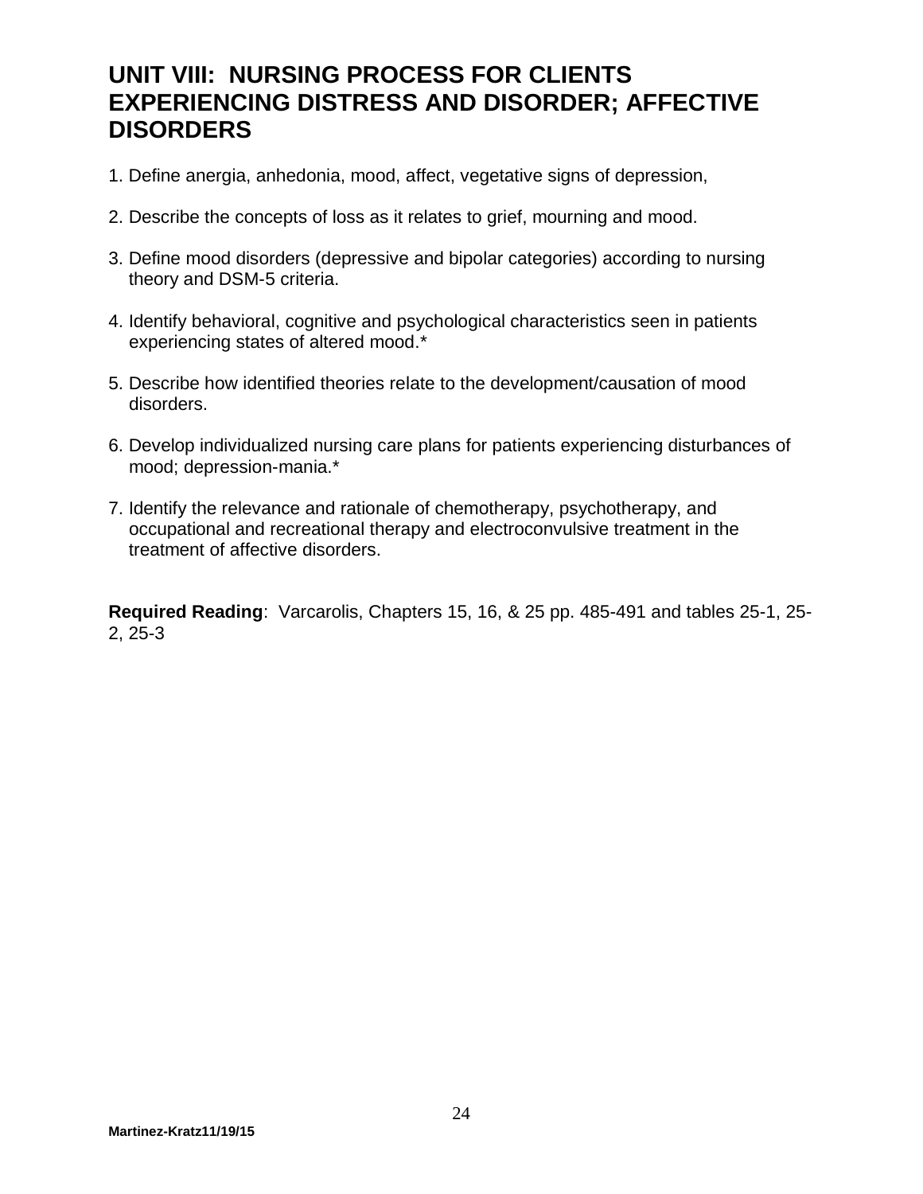# UNIT VIII: NURSING PROCESS FOR CLIENTS EXPERIENCING DISTRESS AND DISORDER; AFFECTIVE DISORDERS

1. Define anergia, anhedonia, mood, affect, vegetative signs of depression,
2. Describe the concepts of loss as it relates to grief, mourning and mood.
3. Define mood disorders (depressive and bipolar categories) according to nursing theory and DSM-5 criteria.
4. Identify behavioral, cognitive and psychological characteristics seen in patients experiencing states of altered mood.*
5. Describe how identified theories relate to the development/causation of mood disorders.
6. Develop individualized nursing care plans for patients experiencing disturbances of mood; depression-mania.*
7. Identify the relevance and rationale of chemotherapy, psychotherapy, and occupational and recreational therapy and electroconvulsive treatment in the treatment of affective disorders.

**Required Reading**: Varcarolis, Chapters 15, 16, & 25 pp. 485-491 and tables 25-1, 25-2, 25-3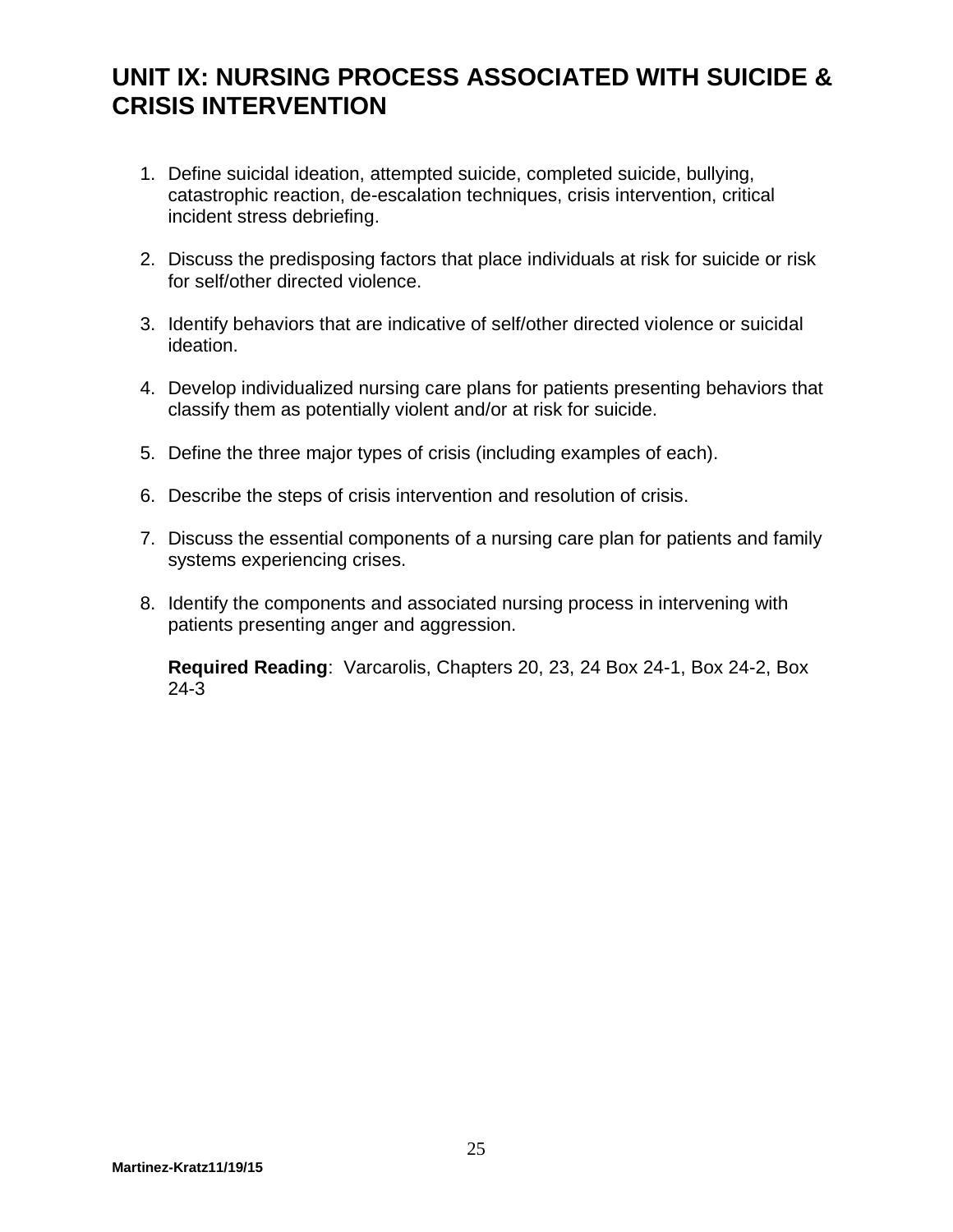## UNIT IX: NURSING PROCESS ASSOCIATED WITH SUICIDE & CRISIS INTERVENTION

1. Define suicidal ideation, attempted suicide, completed suicide, bullying, catastrophic reaction, de-escalation techniques, crisis intervention, critical incident stress debriefing.

2. Discuss the predisposing factors that place individuals at risk for suicide or risk for self/other directed violence.

3. Identify behaviors that are indicative of self/other directed violence or suicidal ideation.

4. Develop individualized nursing care plans for patients presenting behaviors that classify them as potentially violent and/or at risk for suicide.

5. Define the three major types of crisis (including examples of each).

6. Describe the steps of crisis intervention and resolution of crisis.

7. Discuss the essential components of a nursing care plan for patients and family systems experiencing crises.

8. Identify the components and associated nursing process in intervening with patients presenting anger and aggression.

   **Required Reading**: Varcarolis, Chapters 20, 23, 24 Box 24-1, Box 24-2, Box 24-3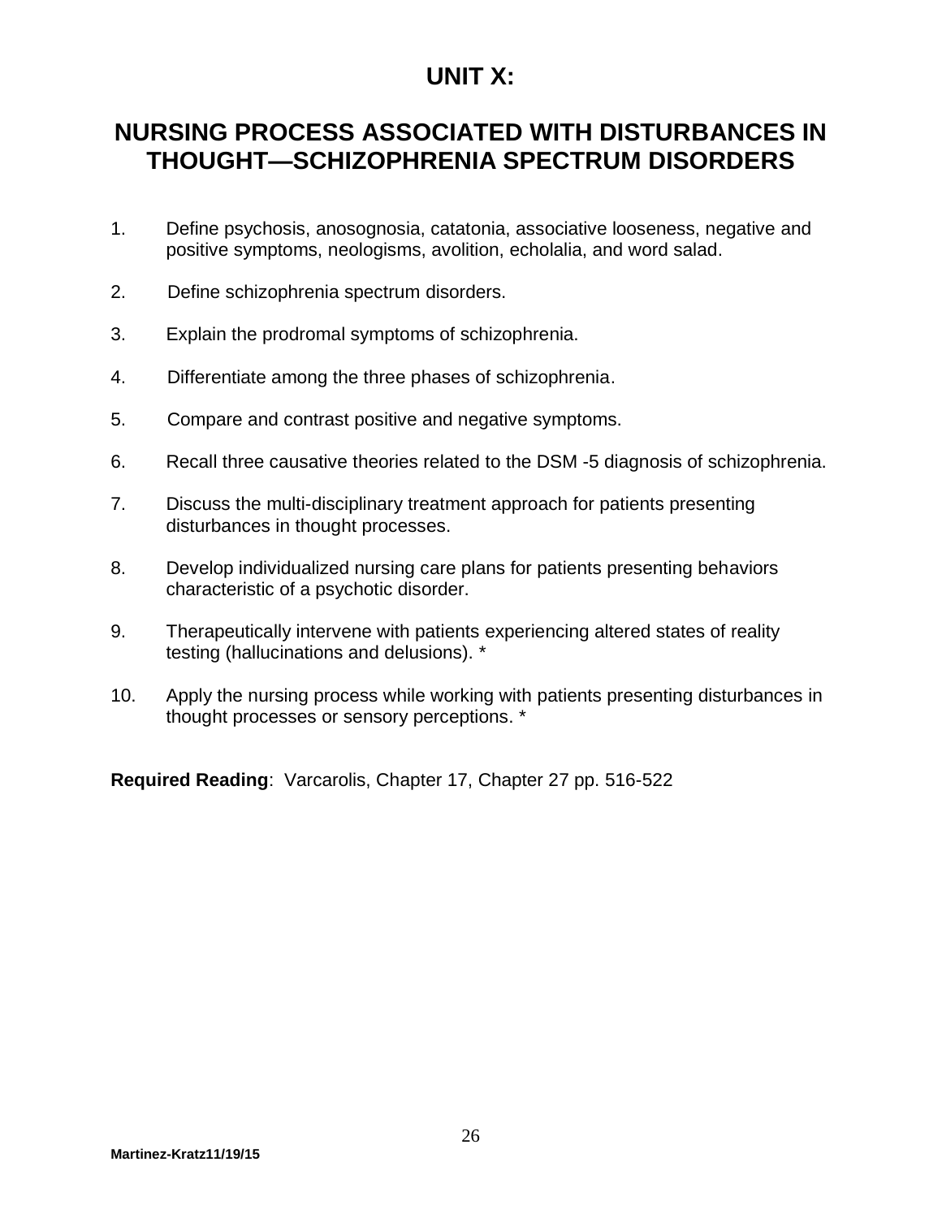# UNIT X:

## NURSING PROCESS ASSOCIATED WITH DISTURBANCES IN THOUGHT—SCHIZOPHRENIA SPECTRUM DISORDERS

1. Define psychosis, anosognosia, catatonia, associative looseness, negative and positive symptoms, neologisms, avolition, echolalia, and word salad.

2. Define schizophrenia spectrum disorders.

3. Explain the prodromal symptoms of schizophrenia.

4. Differentiate among the three phases of schizophrenia.

5. Compare and contrast positive and negative symptoms.

6. Recall three causative theories related to the DSM -5 diagnosis of schizophrenia.

7. Discuss the multi-disciplinary treatment approach for patients presenting disturbances in thought processes.

8. Develop individualized nursing care plans for patients presenting behaviors characteristic of a psychotic disorder.

9. Therapeutically intervene with patients experiencing altered states of reality testing (hallucinations and delusions). *

10. Apply the nursing process while working with patients presenting disturbances in thought processes or sensory perceptions. *

**Required Reading**: Varcarolis, Chapter 17, Chapter 27 pp. 516-522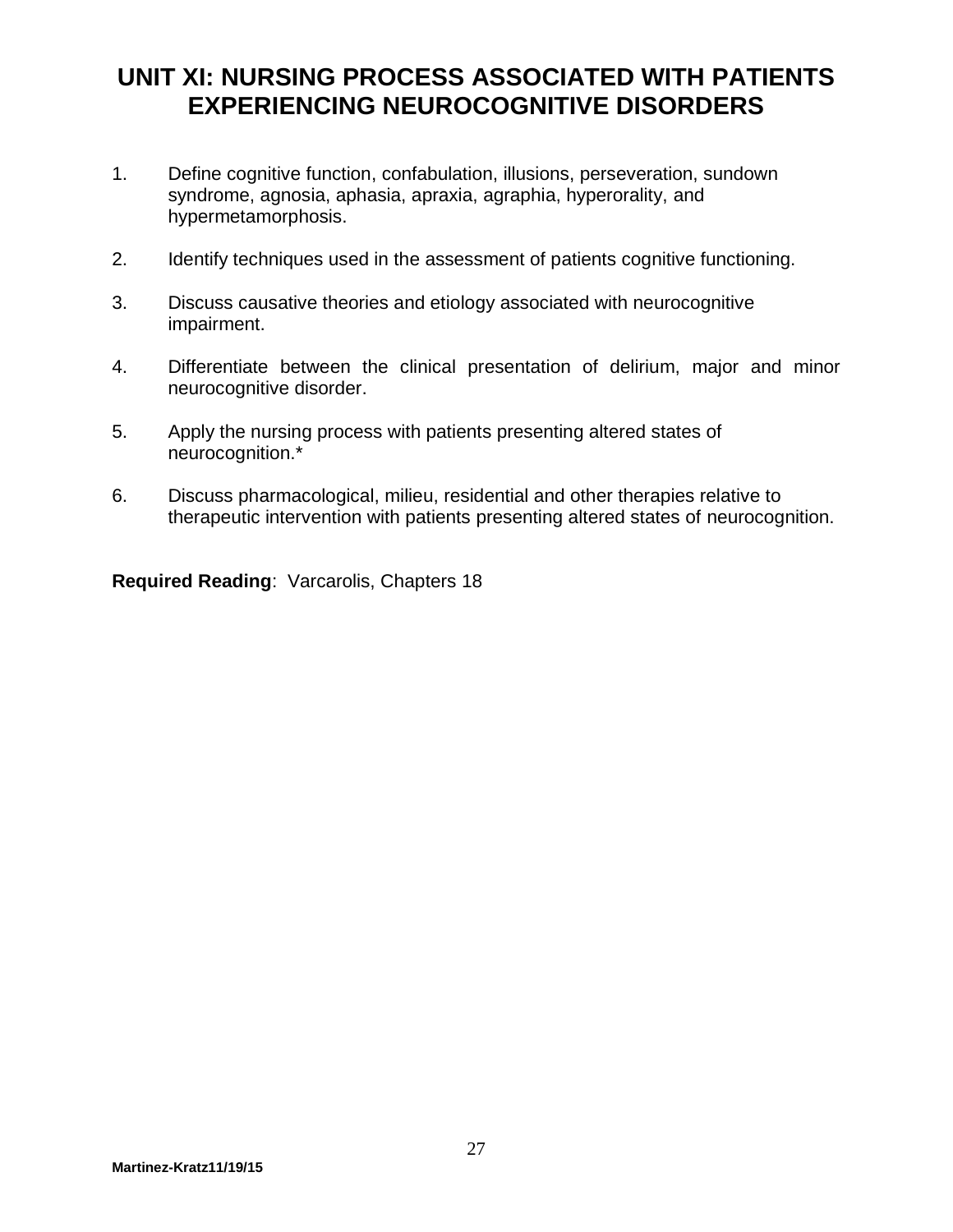# UNIT XI: NURSING PROCESS ASSOCIATED WITH PATIENTS EXPERIENCING NEUROCOGNITIVE DISORDERS

1. Define cognitive function, confabulation, illusions, perseveration, sundown syndrome, agnosia, aphasia, apraxia, agraphia, hyperorality, and hypermetamorphosis.

2. Identify techniques used in the assessment of patients cognitive functioning.

3. Discuss causative theories and etiology associated with neurocognitive impairment.

4. Differentiate between the clinical presentation of delirium, major and minor neurocognitive disorder.

5. Apply the nursing process with patients presenting altered states of neurocognition.*

6. Discuss pharmacological, milieu, residential and other therapies relative to therapeutic intervention with patients presenting altered states of neurocognition.

**Required Reading**: Varcarolis, Chapters 18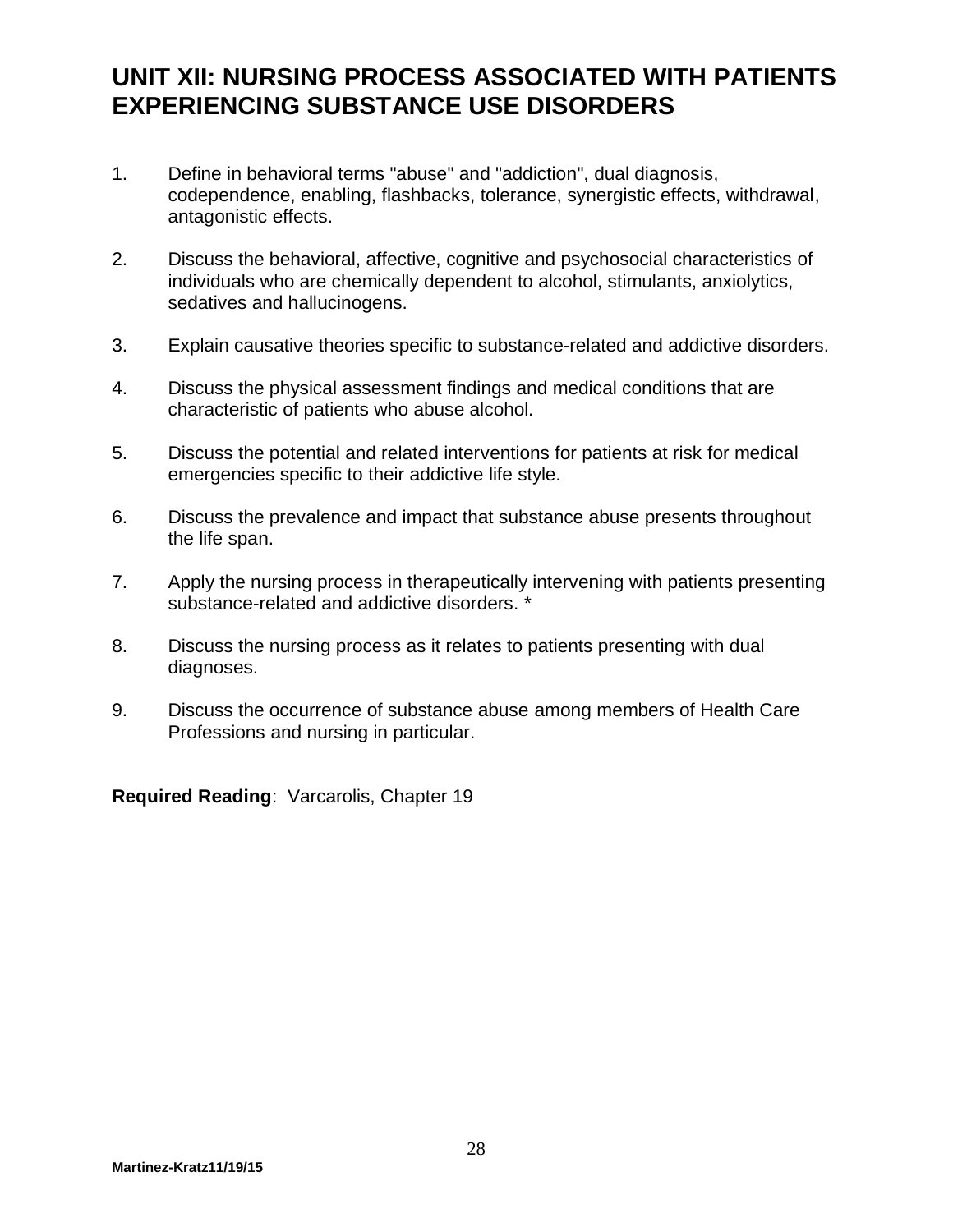# UNIT XII: NURSING PROCESS ASSOCIATED WITH PATIENTS EXPERIENCING SUBSTANCE USE DISORDERS

1. Define in behavioral terms "abuse" and "addiction", dual diagnosis, codependence, enabling, flashbacks, tolerance, synergistic effects, withdrawal, antagonistic effects.

2. Discuss the behavioral, affective, cognitive and psychosocial characteristics of individuals who are chemically dependent to alcohol, stimulants, anxiolytics, sedatives and hallucinogens.

3. Explain causative theories specific to substance-related and addictive disorders.

4. Discuss the physical assessment findings and medical conditions that are characteristic of patients who abuse alcohol.

5. Discuss the potential and related interventions for patients at risk for medical emergencies specific to their addictive life style.

6. Discuss the prevalence and impact that substance abuse presents throughout the life span.

7. Apply the nursing process in therapeutically intervening with patients presenting substance-related and addictive disorders. *

8. Discuss the nursing process as it relates to patients presenting with dual diagnoses.

9. Discuss the occurrence of substance abuse among members of Health Care Professions and nursing in particular.

**Required Reading**: Varcarolis, Chapter 19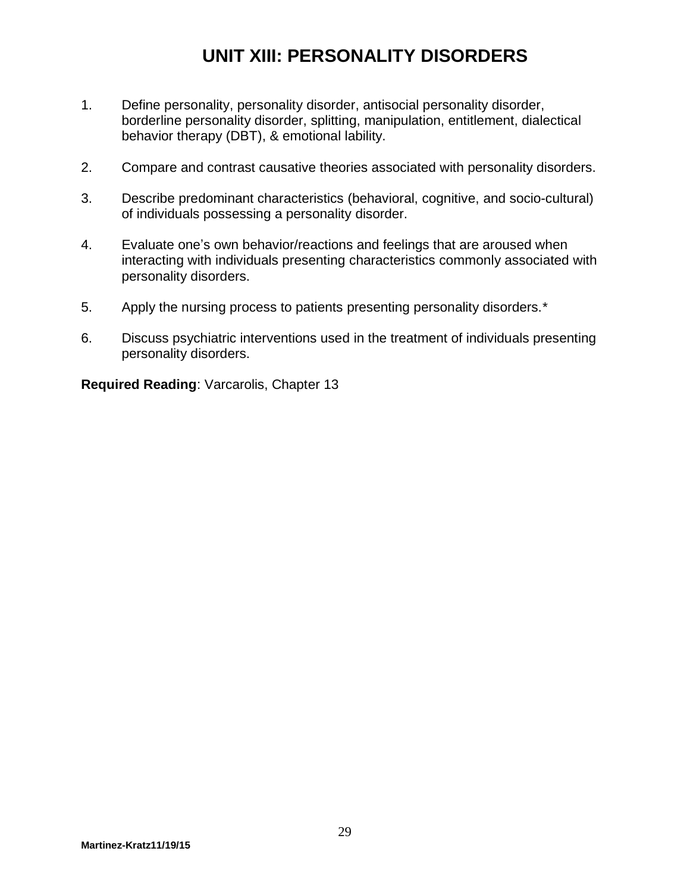# UNIT XIII: PERSONALITY DISORDERS

1. Define personality, personality disorder, antisocial personality disorder, borderline personality disorder, splitting, manipulation, entitlement, dialectical behavior therapy (DBT), & emotional lability.

2. Compare and contrast causative theories associated with personality disorders.

3. Describe predominant characteristics (behavioral, cognitive, and socio-cultural) of individuals possessing a personality disorder.

4. Evaluate one's own behavior/reactions and feelings that are aroused when interacting with individuals presenting characteristics commonly associated with personality disorders.

5. Apply the nursing process to patients presenting personality disorders.*

6. Discuss psychiatric interventions used in the treatment of individuals presenting personality disorders.

**Required Reading**: Varcarolis, Chapter 13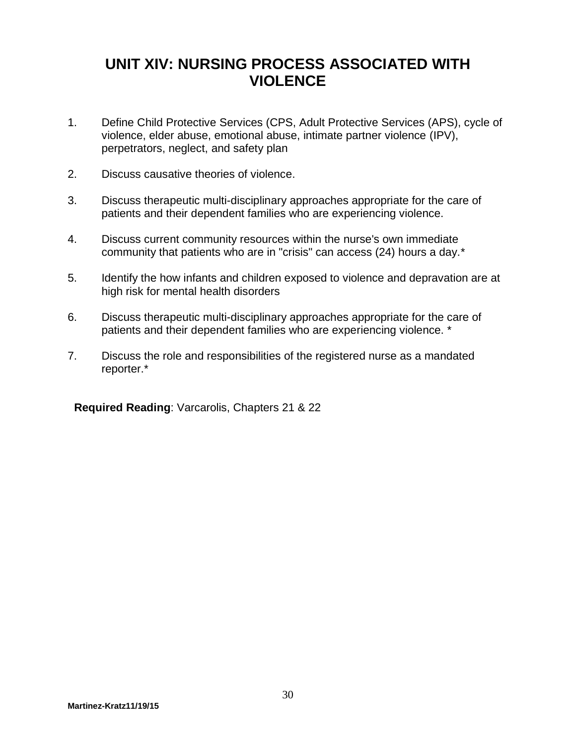# UNIT XIV: NURSING PROCESS ASSOCIATED WITH VIOLENCE

1. Define Child Protective Services (CPS, Adult Protective Services (APS), cycle of violence, elder abuse, emotional abuse, intimate partner violence (IPV), perpetrators, neglect, and safety plan

2. Discuss causative theories of violence.

3. Discuss therapeutic multi-disciplinary approaches appropriate for the care of patients and their dependent families who are experiencing violence.

4. Discuss current community resources within the nurse's own immediate community that patients who are in "crisis" can access (24) hours a day.*

5. Identify the how infants and children exposed to violence and depravation are at high risk for mental health disorders

6. Discuss therapeutic multi-disciplinary approaches appropriate for the care of patients and their dependent families who are experiencing violence. *

7. Discuss the role and responsibilities of the registered nurse as a mandated reporter.*

**Required Reading**: Varcarolis, Chapters 21 & 22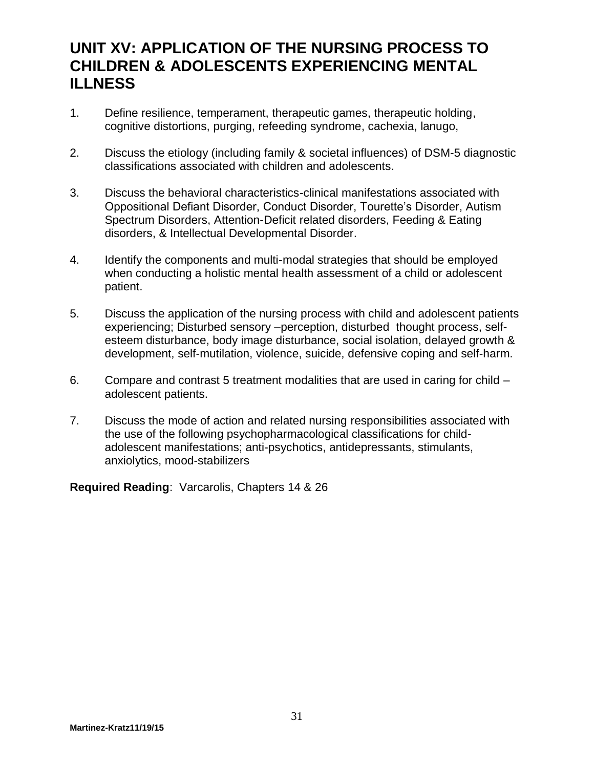# UNIT XV: APPLICATION OF THE NURSING PROCESS TO CHILDREN & ADOLESCENTS EXPERIENCING MENTAL ILLNESS

1. Define resilience, temperament, therapeutic games, therapeutic holding, cognitive distortions, purging, refeeding syndrome, cachexia, lanugo,

2. Discuss the etiology (including family & societal influences) of DSM-5 diagnostic classifications associated with children and adolescents.

3. Discuss the behavioral characteristics-clinical manifestations associated with Oppositional Defiant Disorder, Conduct Disorder, Tourette's Disorder, Autism Spectrum Disorders, Attention-Deficit related disorders, Feeding & Eating disorders, & Intellectual Developmental Disorder.

4. Identify the components and multi-modal strategies that should be employed when conducting a holistic mental health assessment of a child or adolescent patient.

5. Discuss the application of the nursing process with child and adolescent patients experiencing; Disturbed sensory –perception, disturbed thought process, self-esteem disturbance, body image disturbance, social isolation, delayed growth & development, self-mutilation, violence, suicide, defensive coping and self-harm.

6. Compare and contrast 5 treatment modalities that are used in caring for child – adolescent patients.

7. Discuss the mode of action and related nursing responsibilities associated with the use of the following psychopharmacological classifications for child-adolescent manifestations; anti-psychotics, antidepressants, stimulants, anxiolytics, mood-stabilizers

**Required Reading**: Varcarolis, Chapters 14 & 26